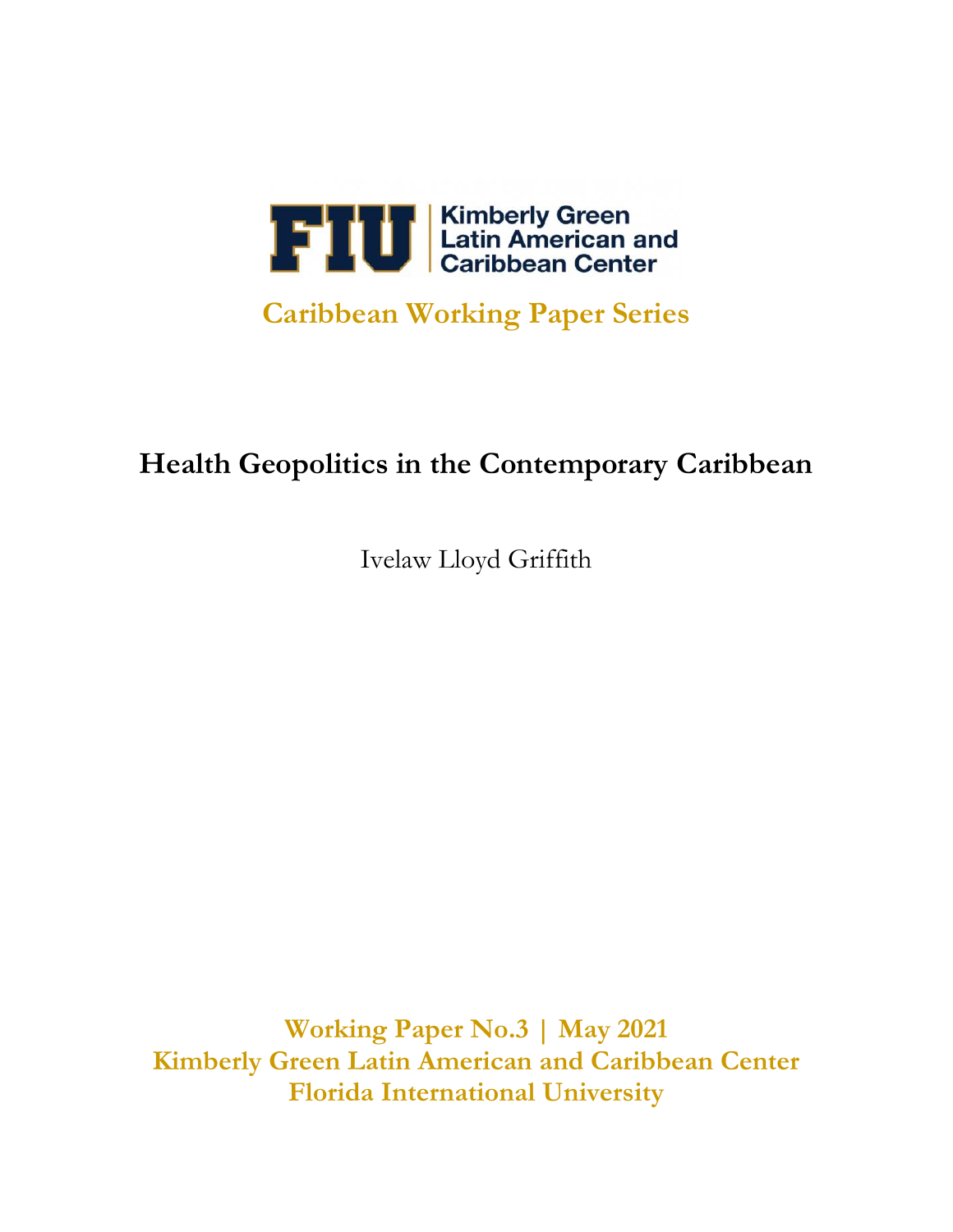FIU | Kimberly Green Latin American and Caribbean Center

**Caribbean Working Paper Series**

# Health Geopolitics in the Contemporary Caribbean

Ivelaw Lloyd Griffith

**Working Paper No.3 | May 2021**
**Kimberly Green Latin American and Caribbean Center**
**Florida International University**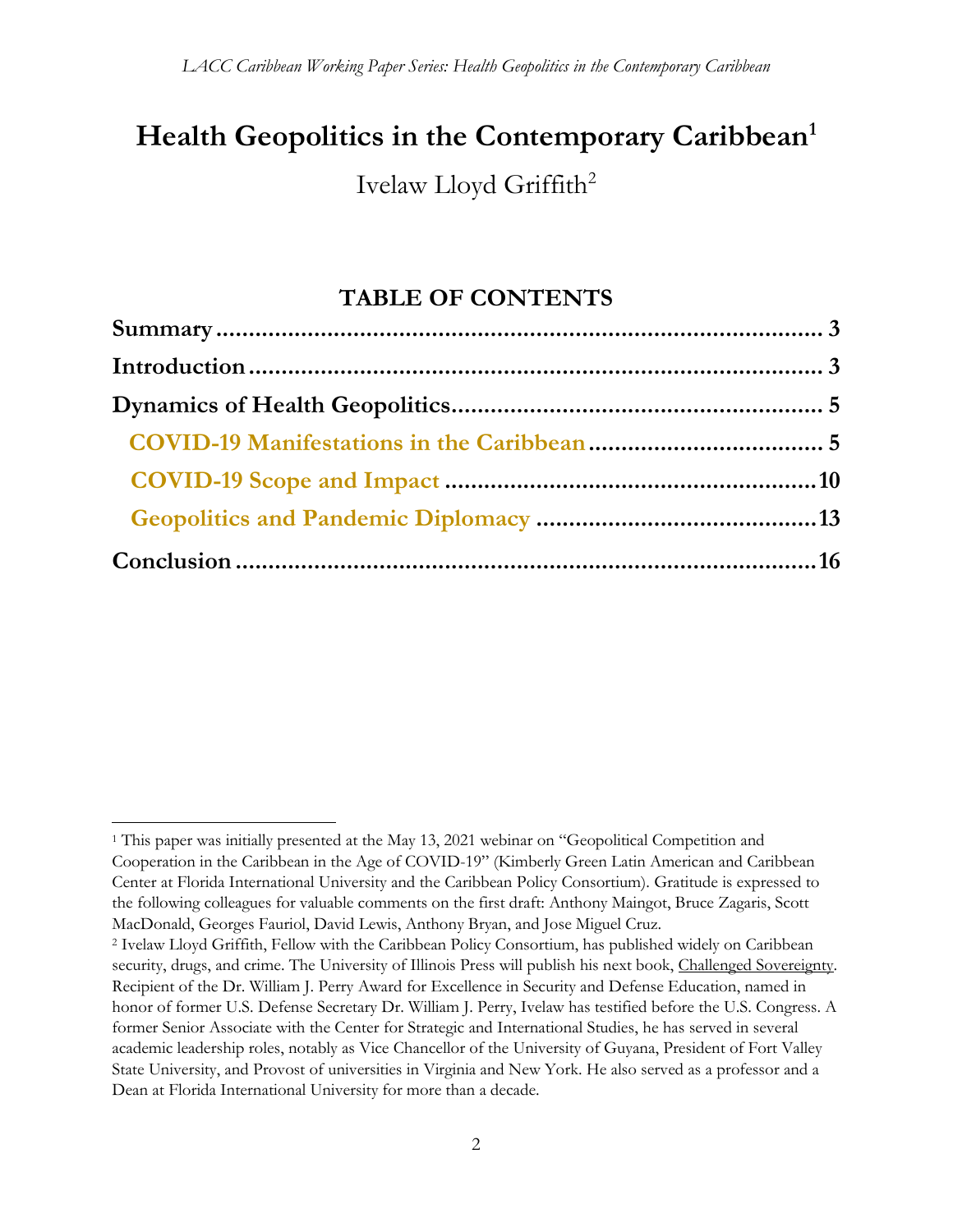# Health Geopolitics in the Contemporary Caribbean[1]

Ivelaw Lloyd Griffith[2]

## TABLE OF CONTENTS

**Summary** ........................................................................... **3**

**Introduction** ........................................................................ **3**

**Dynamics of Health Geopolitics** ....................................................... **5**

- **COVID-19 Manifestations in the Caribbean** ........................................ **5**
- **COVID-19 Scope and Impact** ....................................................... **10**
- **Geopolitics and Pandemic Diplomacy** .............................................. **13**

**Conclusion** .......................................................................... **16**

---

[1] This paper was initially presented at the May 13, 2021 webinar on "Geopolitical Competition and Cooperation in the Caribbean in the Age of COVID-19" (Kimberly Green Latin American and Caribbean Center at Florida International University and the Caribbean Policy Consortium). Gratitude is expressed to the following colleagues for valuable comments on the first draft: Anthony Maingot, Bruce Zagaris, Scott MacDonald, Georges Fauriol, David Lewis, Anthony Bryan, and Jose Miguel Cruz.

[2] Ivelaw Lloyd Griffith, Fellow with the Caribbean Policy Consortium, has published widely on Caribbean security, drugs, and crime. The University of Illinois Press will publish his next book, Challenged Sovereignty. Recipient of the Dr. William J. Perry Award for Excellence in Security and Defense Education, named in honor of former U.S. Defense Secretary Dr. William J. Perry, Ivelaw has testified before the U.S. Congress. A former Senior Associate with the Center for Strategic and International Studies, he has served in several academic leadership roles, notably as Vice Chancellor of the University of Guyana, President of Fort Valley State University, and Provost of universities in Virginia and New York. He also served as a professor and a Dean at Florida International University for more than a decade.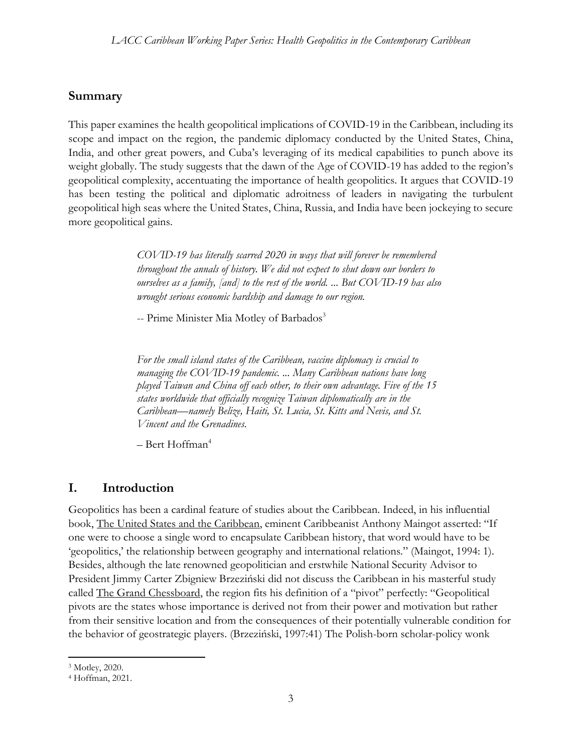## Summary

This paper examines the health geopolitical implications of COVID-19 in the Caribbean, including its scope and impact on the region, the pandemic diplomacy conducted by the United States, China, India, and other great powers, and Cuba's leveraging of its medical capabilities to punch above its weight globally. The study suggests that the dawn of the Age of COVID-19 has added to the region's geopolitical complexity, accentuating the importance of health geopolitics. It argues that COVID-19 has been testing the political and diplomatic adroitness of leaders in navigating the turbulent geopolitical high seas where the United States, China, Russia, and India have been jockeying to secure more geopolitical gains.

> *COVID-19 has literally scarred 2020 in ways that will forever be remembered throughout the annals of history. We did not expect to shut down our borders to ourselves as a family, [and] to the rest of the world. ... But COVID-19 has also wrought serious economic hardship and damage to our region.*
>
> -- Prime Minister Mia Motley of Barbados[3]

> *For the small island states of the Caribbean, vaccine diplomacy is crucial to managing the COVID-19 pandemic. ... Many Caribbean nations have long played Taiwan and China off each other, to their own advantage. Five of the 15 states worldwide that officially recognize Taiwan diplomatically are in the Caribbean—namely Belize, Haiti, St. Lucia, St. Kitts and Nevis, and St. Vincent and the Grenadines.*
>
> – Bert Hoffman[4]

## I. Introduction

Geopolitics has been a cardinal feature of studies about the Caribbean. Indeed, in his influential book, The United States and the Caribbean, eminent Caribbeanist Anthony Maingot asserted: "If one were to choose a single word to encapsulate Caribbean history, that word would have to be 'geopolitics,' the relationship between geography and international relations." (Maingot, 1994: 1). Besides, although the late renowned geopolitician and erstwhile National Security Advisor to President Jimmy Carter Zbigniew Brzeziński did not discuss the Caribbean in his masterful study called The Grand Chessboard, the region fits his definition of a "pivot" perfectly: "Geopolitical pivots are the states whose importance is derived not from their power and motivation but rather from their sensitive location and from the consequences of their potentially vulnerable condition for the behavior of geostrategic players. (Brzeziński, 1997:41) The Polish-born scholar-policy wonk

---

[3] Motley, 2020.

[4] Hoffman, 2021.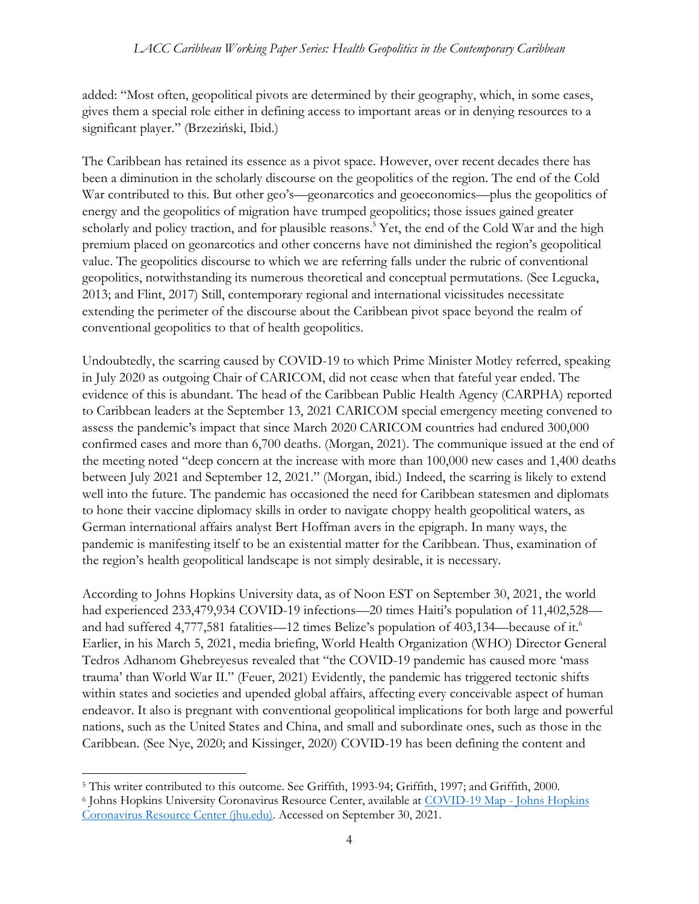added: "Most often, geopolitical pivots are determined by their geography, which, in some cases, gives them a special role either in defining access to important areas or in denying resources to a significant player." (Brzeziński, Ibid.)

The Caribbean has retained its essence as a pivot space. However, over recent decades there has been a diminution in the scholarly discourse on the geopolitics of the region. The end of the Cold War contributed to this. But other geo's—geonarcotics and geoeconomics—plus the geopolitics of energy and the geopolitics of migration have trumped geopolitics; those issues gained greater scholarly and policy traction, and for plausible reasons.[5] Yet, the end of the Cold War and the high premium placed on geonarcotics and other concerns have not diminished the region's geopolitical value. The geopolitics discourse to which we are referring falls under the rubric of conventional geopolitics, notwithstanding its numerous theoretical and conceptual permutations. (See Legucka, 2013; and Flint, 2017) Still, contemporary regional and international vicissitudes necessitate extending the perimeter of the discourse about the Caribbean pivot space beyond the realm of conventional geopolitics to that of health geopolitics.

Undoubtedly, the scarring caused by COVID-19 to which Prime Minister Motley referred, speaking in July 2020 as outgoing Chair of CARICOM, did not cease when that fateful year ended. The evidence of this is abundant. The head of the Caribbean Public Health Agency (CARPHA) reported to Caribbean leaders at the September 13, 2021 CARICOM special emergency meeting convened to assess the pandemic's impact that since March 2020 CARICOM countries had endured 300,000 confirmed cases and more than 6,700 deaths. (Morgan, 2021). The communique issued at the end of the meeting noted "deep concern at the increase with more than 100,000 new cases and 1,400 deaths between July 2021 and September 12, 2021." (Morgan, ibid.) Indeed, the scarring is likely to extend well into the future. The pandemic has occasioned the need for Caribbean statesmen and diplomats to hone their vaccine diplomacy skills in order to navigate choppy health geopolitical waters, as German international affairs analyst Bert Hoffman avers in the epigraph. In many ways, the pandemic is manifesting itself to be an existential matter for the Caribbean. Thus, examination of the region's health geopolitical landscape is not simply desirable, it is necessary.

According to Johns Hopkins University data, as of Noon EST on September 30, 2021, the world had experienced 233,479,934 COVID-19 infections—20 times Haiti's population of 11,402,528—and had suffered 4,777,581 fatalities—12 times Belize's population of 403,134—because of it.[6] Earlier, in his March 5, 2021, media briefing, World Health Organization (WHO) Director General Tedros Adhanom Ghebreyesus revealed that "the COVID-19 pandemic has caused more 'mass trauma' than World War II." (Feuer, 2021) Evidently, the pandemic has triggered tectonic shifts within states and societies and upended global affairs, affecting every conceivable aspect of human endeavor. It also is pregnant with conventional geopolitical implications for both large and powerful nations, such as the United States and China, and small and subordinate ones, such as those in the Caribbean. (See Nye, 2020; and Kissinger, 2020) COVID-19 has been defining the content and

---

[5] This writer contributed to this outcome. See Griffith, 1993-94; Griffith, 1997; and Griffith, 2000.

[6] Johns Hopkins University Coronavirus Resource Center, available at [COVID-19 Map - Johns Hopkins Coronavirus Resource Center (jhu.edu)](COVID-19 Map - Johns Hopkins Coronavirus Resource Center (jhu.edu)). Accessed on September 30, 2021.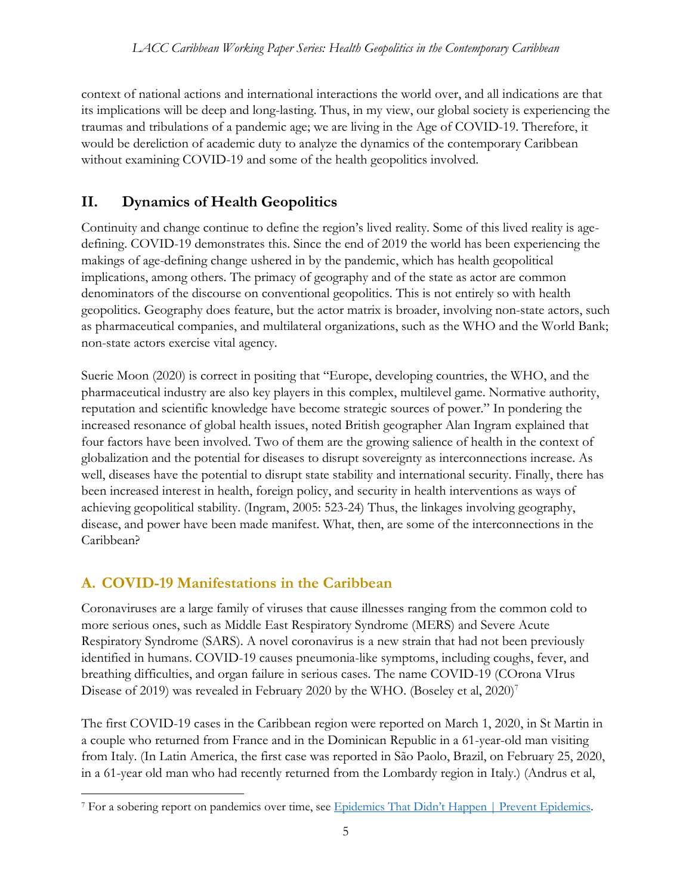context of national actions and international interactions the world over, and all indications are that its implications will be deep and long-lasting. Thus, in my view, our global society is experiencing the traumas and tribulations of a pandemic age; we are living in the Age of COVID-19. Therefore, it would be dereliction of academic duty to analyze the dynamics of the contemporary Caribbean without examining COVID-19 and some of the health geopolitics involved.

## II. Dynamics of Health Geopolitics

Continuity and change continue to define the region's lived reality. Some of this lived reality is age-defining. COVID-19 demonstrates this. Since the end of 2019 the world has been experiencing the makings of age-defining change ushered in by the pandemic, which has health geopolitical implications, among others. The primacy of geography and of the state as actor are common denominators of the discourse on conventional geopolitics. This is not entirely so with health geopolitics. Geography does feature, but the actor matrix is broader, involving non-state actors, such as pharmaceutical companies, and multilateral organizations, such as the WHO and the World Bank; non-state actors exercise vital agency.

Suerie Moon (2020) is correct in positing that "Europe, developing countries, the WHO, and the pharmaceutical industry are also key players in this complex, multilevel game. Normative authority, reputation and scientific knowledge have become strategic sources of power." In pondering the increased resonance of global health issues, noted British geographer Alan Ingram explained that four factors have been involved. Two of them are the growing salience of health in the context of globalization and the potential for diseases to disrupt sovereignty as interconnections increase. As well, diseases have the potential to disrupt state stability and international security. Finally, there has been increased interest in health, foreign policy, and security in health interventions as ways of achieving geopolitical stability. (Ingram, 2005: 523-24) Thus, the linkages involving geography, disease, and power have been made manifest. What, then, are some of the interconnections in the Caribbean?

### A. COVID-19 Manifestations in the Caribbean

Coronaviruses are a large family of viruses that cause illnesses ranging from the common cold to more serious ones, such as Middle East Respiratory Syndrome (MERS) and Severe Acute Respiratory Syndrome (SARS). A novel coronavirus is a new strain that had not been previously identified in humans. COVID-19 causes pneumonia-like symptoms, including coughs, fever, and breathing difficulties, and organ failure in serious cases. The name COVID-19 (COrona VIrus Disease of 2019) was revealed in February 2020 by the WHO. (Boseley et al, 2020)[7]

The first COVID-19 cases in the Caribbean region were reported on March 1, 2020, in St Martin in a couple who returned from France and in the Dominican Republic in a 61-year-old man visiting from Italy. (In Latin America, the first case was reported in São Paolo, Brazil, on February 25, 2020, in a 61-year old man who had recently returned from the Lombardy region in Italy.) (Andrus et al,

[7] For a sobering report on pandemics over time, see Epidemics That Didn't Happen | Prevent Epidemics.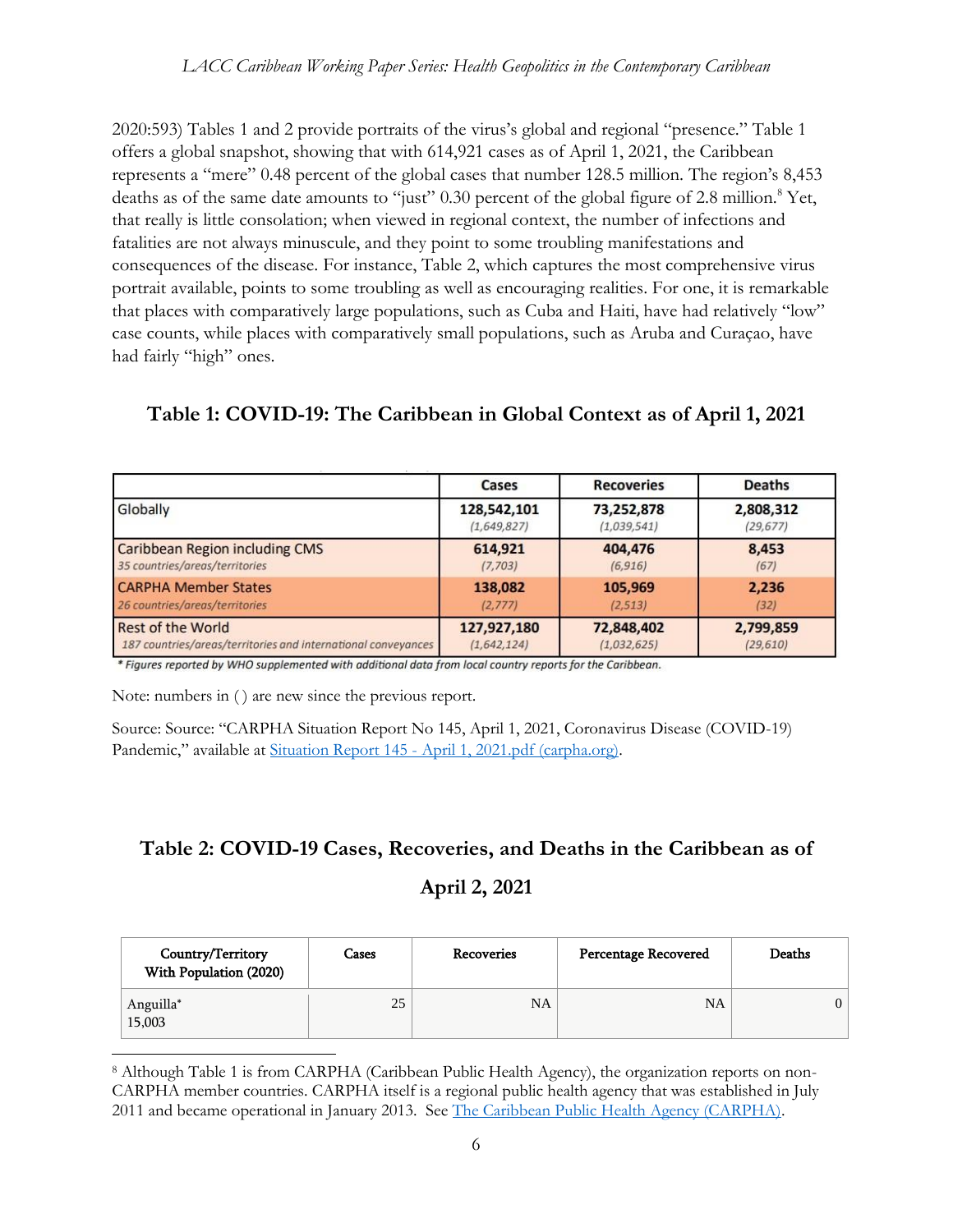2020:593) Tables 1 and 2 provide portraits of the virus's global and regional "presence." Table 1 offers a global snapshot, showing that with 614,921 cases as of April 1, 2021, the Caribbean represents a "mere" 0.48 percent of the global cases that number 128.5 million. The region's 8,453 deaths as of the same date amounts to "just" 0.30 percent of the global figure of 2.8 million.[8] Yet, that really is little consolation; when viewed in regional context, the number of infections and fatalities are not always minuscule, and they point to some troubling manifestations and consequences of the disease. For instance, Table 2, which captures the most comprehensive virus portrait available, points to some troubling as well as encouraging realities. For one, it is remarkable that places with comparatively large populations, such as Cuba and Haiti, have had relatively "low" case counts, while places with comparatively small populations, such as Aruba and Curaçao, have had fairly "high" ones.

## Table 1: COVID-19: The Caribbean in Global Context as of April 1, 2021

| | Cases | Recoveries | Deaths |
|---|---|---|---|
| Globally | **128,542,101** *(1,649,827)* | **73,252,878** *(1,039,541)* | **2,808,312** *(29,677)* |
| Caribbean Region including CMS *35 countries/areas/territories* | **614,921** *(7,703)* | **404,476** *(6,916)* | **8,453** *(67)* |
| CARPHA Member States *26 countries/areas/territories* | **138,082** *(2,777)* | **105,969** *(2,513)* | **2,236** *(32)* |
| Rest of the World *187 countries/areas/territories and international conveyances* | **127,927,180** *(1,642,124)* | **72,848,402** *(1,032,625)* | **2,799,859** *(29,610)* |

*\* Figures reported by WHO supplemented with additional data from local country reports for the Caribbean.*

Note: numbers in ( ) are new since the previous report.

Source: Source: "CARPHA Situation Report No 145, April 1, 2021, Coronavirus Disease (COVID-19) Pandemic," available at Situation Report 145 - April 1, 2021.pdf (carpha.org).

## Table 2: COVID-19 Cases, Recoveries, and Deaths in the Caribbean as of April 2, 2021

| Country/Territory With Population (2020) | Cases | Recoveries | Percentage Recovered | Deaths |
|---|---|---|---|---|
| Anguilla* 15,003 | 25 | NA | NA | 0 |

[8] Although Table 1 is from CARPHA (Caribbean Public Health Agency), the organization reports on non-CARPHA member countries. CARPHA itself is a regional public health agency that was established in July 2011 and became operational in January 2013. See The Caribbean Public Health Agency (CARPHA).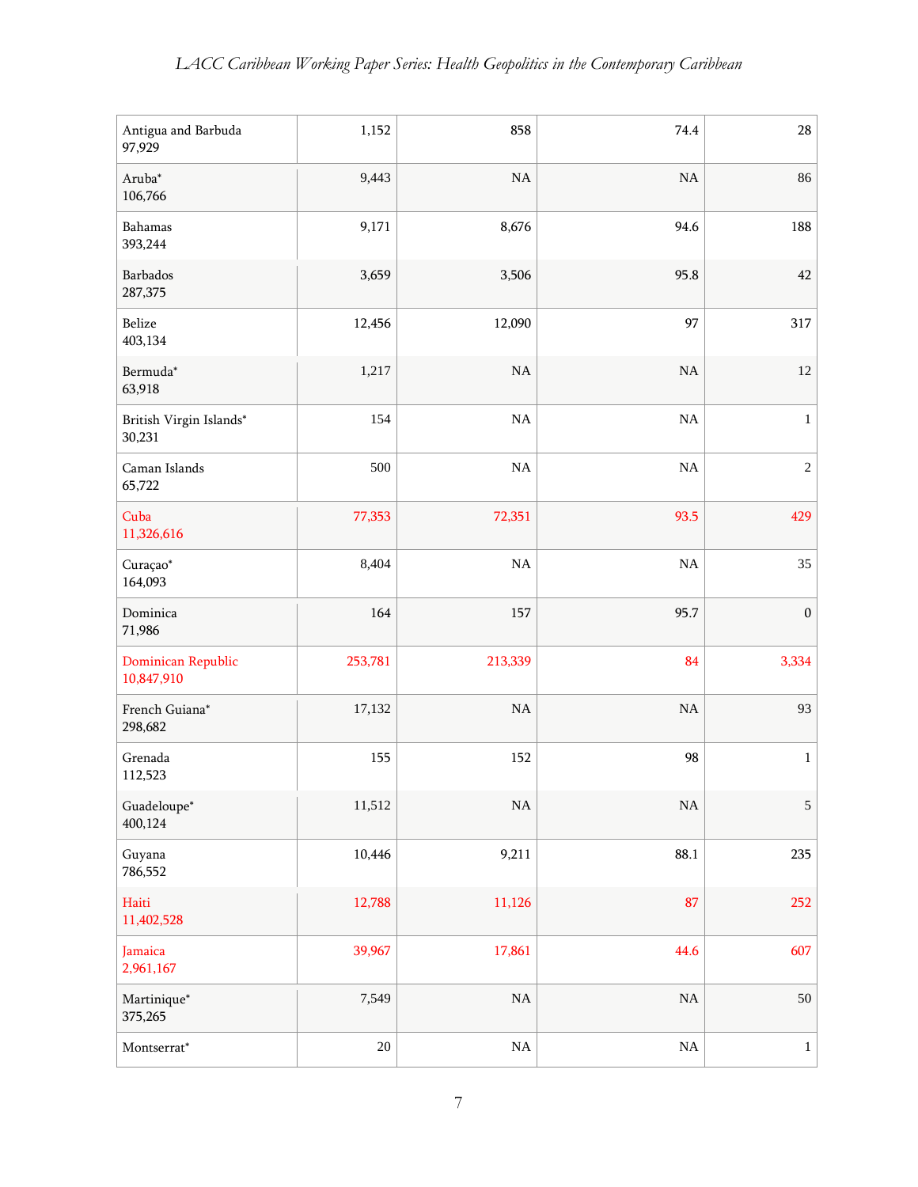| | | | | |
|---|---|---|---|---|
| Antigua and Barbuda 97,929 | 1,152 | 858 | 74.4 | 28 |
| Aruba* 106,766 | 9,443 | NA | NA | 86 |
| Bahamas 393,244 | 9,171 | 8,676 | 94.6 | 188 |
| Barbados 287,375 | 3,659 | 3,506 | 95.8 | 42 |
| Belize 403,134 | 12,456 | 12,090 | 97 | 317 |
| Bermuda* 63,918 | 1,217 | NA | NA | 12 |
| British Virgin Islands* 30,231 | 154 | NA | NA | 1 |
| Caman Islands 65,722 | 500 | NA | NA | 2 |
| Cuba 11,326,616 | 77,353 | 72,351 | 93.5 | 429 |
| Curaçao* 164,093 | 8,404 | NA | NA | 35 |
| Dominica 71,986 | 164 | 157 | 95.7 | 0 |
| Dominican Republic 10,847,910 | 253,781 | 213,339 | 84 | 3,334 |
| French Guiana* 298,682 | 17,132 | NA | NA | 93 |
| Grenada 112,523 | 155 | 152 | 98 | 1 |
| Guadeloupe* 400,124 | 11,512 | NA | NA | 5 |
| Guyana 786,552 | 10,446 | 9,211 | 88.1 | 235 |
| Haiti 11,402,528 | 12,788 | 11,126 | 87 | 252 |
| Jamaica 2,961,167 | 39,967 | 17,861 | 44.6 | 607 |
| Martinique* 375,265 | 7,549 | NA | NA | 50 |
| Montserrat* | 20 | NA | NA | 1 |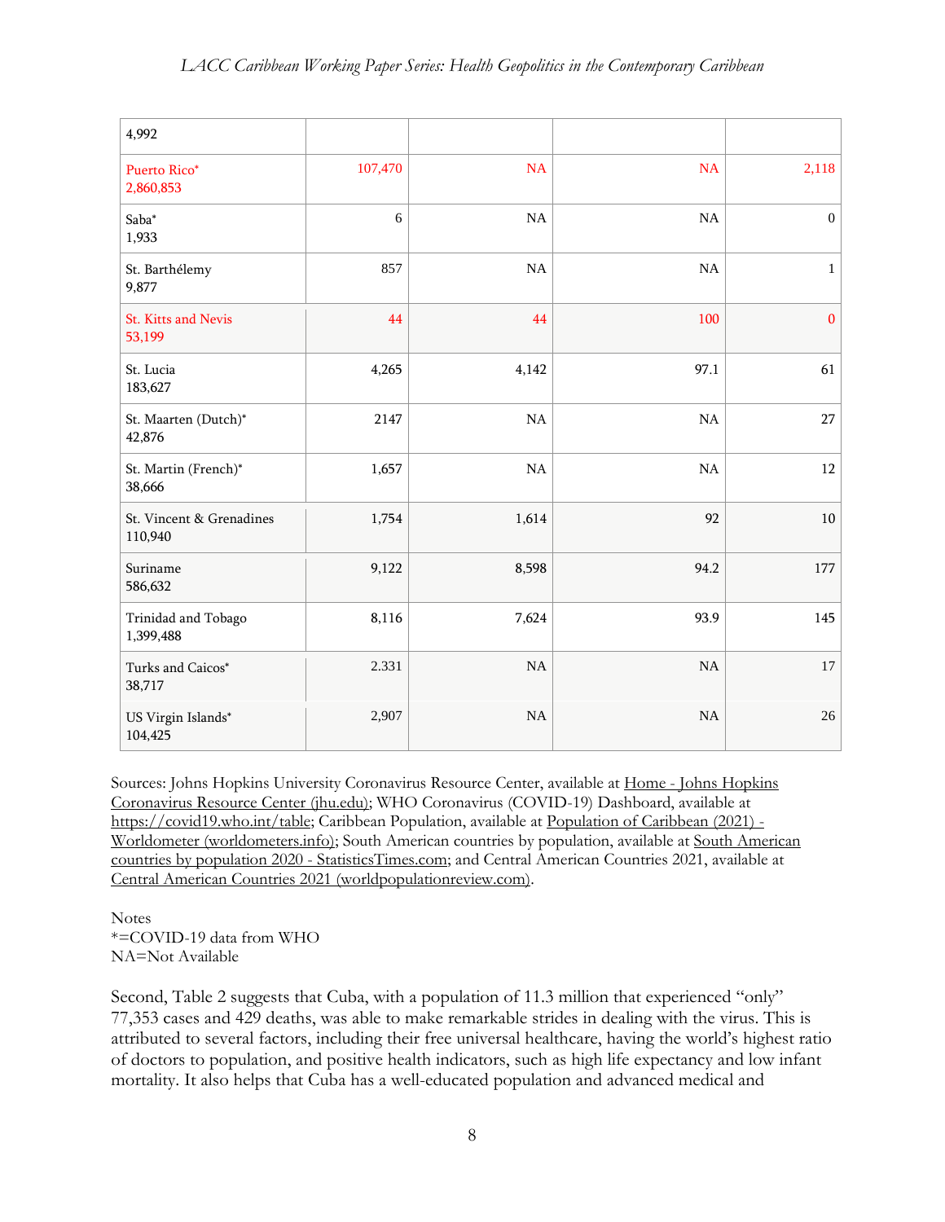| | | | | |
|---|---|---|---|---|
| 4,992 | | | | |
| Puerto Rico*<br>2,860,853 | 107,470 | NA | NA | 2,118 |
| Saba*<br>1,933 | 6 | NA | NA | 0 |
| St. Barthélemy<br>9,877 | 857 | NA | NA | 1 |
| St. Kitts and Nevis<br>53,199 | 44 | 44 | 100 | 0 |
| St. Lucia<br>183,627 | 4,265 | 4,142 | 97.1 | 61 |
| St. Maarten (Dutch)*<br>42,876 | 2147 | NA | NA | 27 |
| St. Martin (French)*<br>38,666 | 1,657 | NA | NA | 12 |
| St. Vincent & Grenadines<br>110,940 | 1,754 | 1,614 | 92 | 10 |
| Suriname<br>586,632 | 9,122 | 8,598 | 94.2 | 177 |
| Trinidad and Tobago<br>1,399,488 | 8,116 | 7,624 | 93.9 | 145 |
| Turks and Caicos*<br>38,717 | 2.331 | NA | NA | 17 |
| US Virgin Islands*<br>104,425 | 2,907 | NA | NA | 26 |

Sources: Johns Hopkins University Coronavirus Resource Center, available at Home - Johns Hopkins Coronavirus Resource Center (jhu.edu); WHO Coronavirus (COVID-19) Dashboard, available at https://covid19.who.int/table; Caribbean Population, available at Population of Caribbean (2021) - Worldometer (worldometers.info); South American countries by population, available at South American countries by population 2020 - StatisticsTimes.com; and Central American Countries 2021, available at Central American Countries 2021 (worldpopulationreview.com).

Notes
*=COVID-19 data from WHO
NA=Not Available

Second, Table 2 suggests that Cuba, with a population of 11.3 million that experienced "only" 77,353 cases and 429 deaths, was able to make remarkable strides in dealing with the virus. This is attributed to several factors, including their free universal healthcare, having the world's highest ratio of doctors to population, and positive health indicators, such as high life expectancy and low infant mortality. It also helps that Cuba has a well-educated population and advanced medical and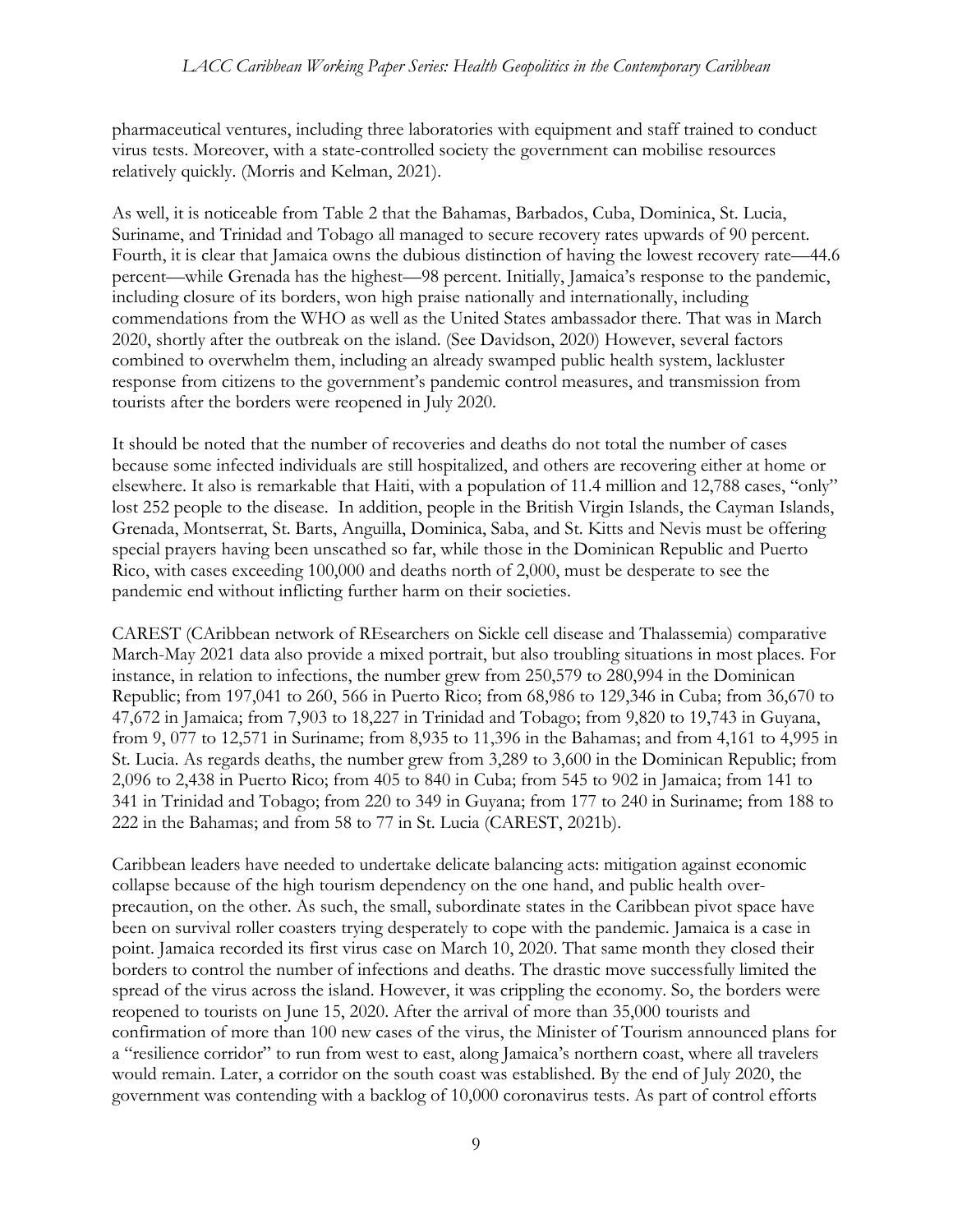pharmaceutical ventures, including three laboratories with equipment and staff trained to conduct virus tests. Moreover, with a state-controlled society the government can mobilise resources relatively quickly. (Morris and Kelman, 2021).

As well, it is noticeable from Table 2 that the Bahamas, Barbados, Cuba, Dominica, St. Lucia, Suriname, and Trinidad and Tobago all managed to secure recovery rates upwards of 90 percent. Fourth, it is clear that Jamaica owns the dubious distinction of having the lowest recovery rate—44.6 percent—while Grenada has the highest—98 percent. Initially, Jamaica's response to the pandemic, including closure of its borders, won high praise nationally and internationally, including commendations from the WHO as well as the United States ambassador there. That was in March 2020, shortly after the outbreak on the island. (See Davidson, 2020) However, several factors combined to overwhelm them, including an already swamped public health system, lackluster response from citizens to the government's pandemic control measures, and transmission from tourists after the borders were reopened in July 2020.

It should be noted that the number of recoveries and deaths do not total the number of cases because some infected individuals are still hospitalized, and others are recovering either at home or elsewhere. It also is remarkable that Haiti, with a population of 11.4 million and 12,788 cases, "only" lost 252 people to the disease. In addition, people in the British Virgin Islands, the Cayman Islands, Grenada, Montserrat, St. Barts, Anguilla, Dominica, Saba, and St. Kitts and Nevis must be offering special prayers having been unscathed so far, while those in the Dominican Republic and Puerto Rico, with cases exceeding 100,000 and deaths north of 2,000, must be desperate to see the pandemic end without inflicting further harm on their societies.

CAREST (CAribbean network of REsearchers on Sickle cell disease and Thalassemia) comparative March-May 2021 data also provide a mixed portrait, but also troubling situations in most places. For instance, in relation to infections, the number grew from 250,579 to 280,994 in the Dominican Republic; from 197,041 to 260, 566 in Puerto Rico; from 68,986 to 129,346 in Cuba; from 36,670 to 47,672 in Jamaica; from 7,903 to 18,227 in Trinidad and Tobago; from 9,820 to 19,743 in Guyana, from 9, 077 to 12,571 in Suriname; from 8,935 to 11,396 in the Bahamas; and from 4,161 to 4,995 in St. Lucia. As regards deaths, the number grew from 3,289 to 3,600 in the Dominican Republic; from 2,096 to 2,438 in Puerto Rico; from 405 to 840 in Cuba; from 545 to 902 in Jamaica; from 141 to 341 in Trinidad and Tobago; from 220 to 349 in Guyana; from 177 to 240 in Suriname; from 188 to 222 in the Bahamas; and from 58 to 77 in St. Lucia (CAREST, 2021b).

Caribbean leaders have needed to undertake delicate balancing acts: mitigation against economic collapse because of the high tourism dependency on the one hand, and public health over-precaution, on the other. As such, the small, subordinate states in the Caribbean pivot space have been on survival roller coasters trying desperately to cope with the pandemic. Jamaica is a case in point. Jamaica recorded its first virus case on March 10, 2020. That same month they closed their borders to control the number of infections and deaths. The drastic move successfully limited the spread of the virus across the island. However, it was crippling the economy. So, the borders were reopened to tourists on June 15, 2020. After the arrival of more than 35,000 tourists and confirmation of more than 100 new cases of the virus, the Minister of Tourism announced plans for a "resilience corridor" to run from west to east, along Jamaica's northern coast, where all travelers would remain. Later, a corridor on the south coast was established. By the end of July 2020, the government was contending with a backlog of 10,000 coronavirus tests. As part of control efforts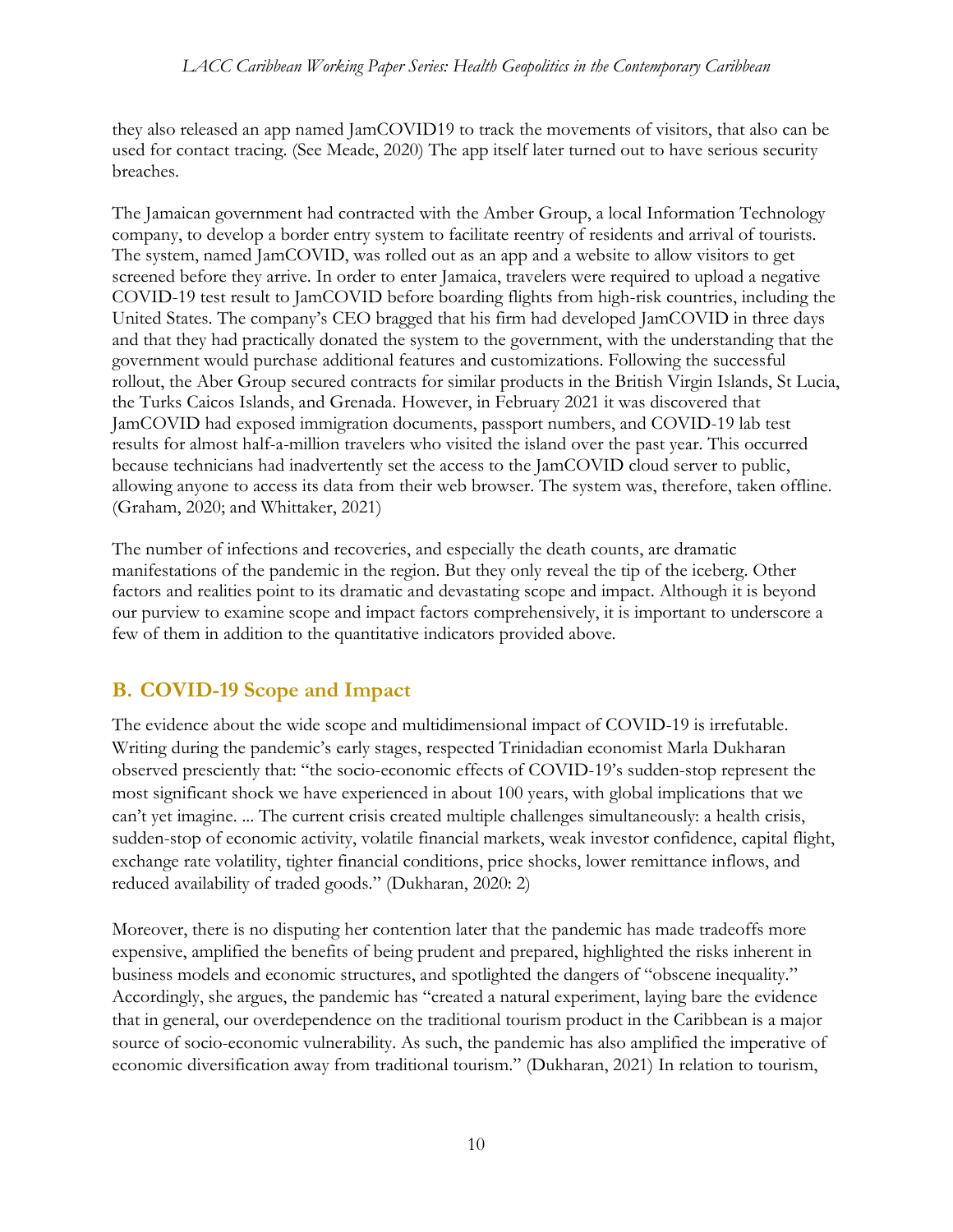they also released an app named JamCOVID19 to track the movements of visitors, that also can be used for contact tracing. (See Meade, 2020) The app itself later turned out to have serious security breaches.

The Jamaican government had contracted with the Amber Group, a local Information Technology company, to develop a border entry system to facilitate reentry of residents and arrival of tourists. The system, named JamCOVID, was rolled out as an app and a website to allow visitors to get screened before they arrive. In order to enter Jamaica, travelers were required to upload a negative COVID-19 test result to JamCOVID before boarding flights from high-risk countries, including the United States. The company's CEO bragged that his firm had developed JamCOVID in three days and that they had practically donated the system to the government, with the understanding that the government would purchase additional features and customizations. Following the successful rollout, the Aber Group secured contracts for similar products in the British Virgin Islands, St Lucia, the Turks Caicos Islands, and Grenada. However, in February 2021 it was discovered that JamCOVID had exposed immigration documents, passport numbers, and COVID-19 lab test results for almost half-a-million travelers who visited the island over the past year. This occurred because technicians had inadvertently set the access to the JamCOVID cloud server to public, allowing anyone to access its data from their web browser. The system was, therefore, taken offline. (Graham, 2020; and Whittaker, 2021)

The number of infections and recoveries, and especially the death counts, are dramatic manifestations of the pandemic in the region. But they only reveal the tip of the iceberg. Other factors and realities point to its dramatic and devastating scope and impact. Although it is beyond our purview to examine scope and impact factors comprehensively, it is important to underscore a few of them in addition to the quantitative indicators provided above.

## B. COVID-19 Scope and Impact

The evidence about the wide scope and multidimensional impact of COVID-19 is irrefutable. Writing during the pandemic's early stages, respected Trinidadian economist Marla Dukharan observed presciently that: "the socio-economic effects of COVID-19's sudden-stop represent the most significant shock we have experienced in about 100 years, with global implications that we can't yet imagine. ... The current crisis created multiple challenges simultaneously: a health crisis, sudden-stop of economic activity, volatile financial markets, weak investor confidence, capital flight, exchange rate volatility, tighter financial conditions, price shocks, lower remittance inflows, and reduced availability of traded goods." (Dukharan, 2020: 2)

Moreover, there is no disputing her contention later that the pandemic has made tradeoffs more expensive, amplified the benefits of being prudent and prepared, highlighted the risks inherent in business models and economic structures, and spotlighted the dangers of "obscene inequality." Accordingly, she argues, the pandemic has "created a natural experiment, laying bare the evidence that in general, our overdependence on the traditional tourism product in the Caribbean is a major source of socio-economic vulnerability. As such, the pandemic has also amplified the imperative of economic diversification away from traditional tourism." (Dukharan, 2021) In relation to tourism,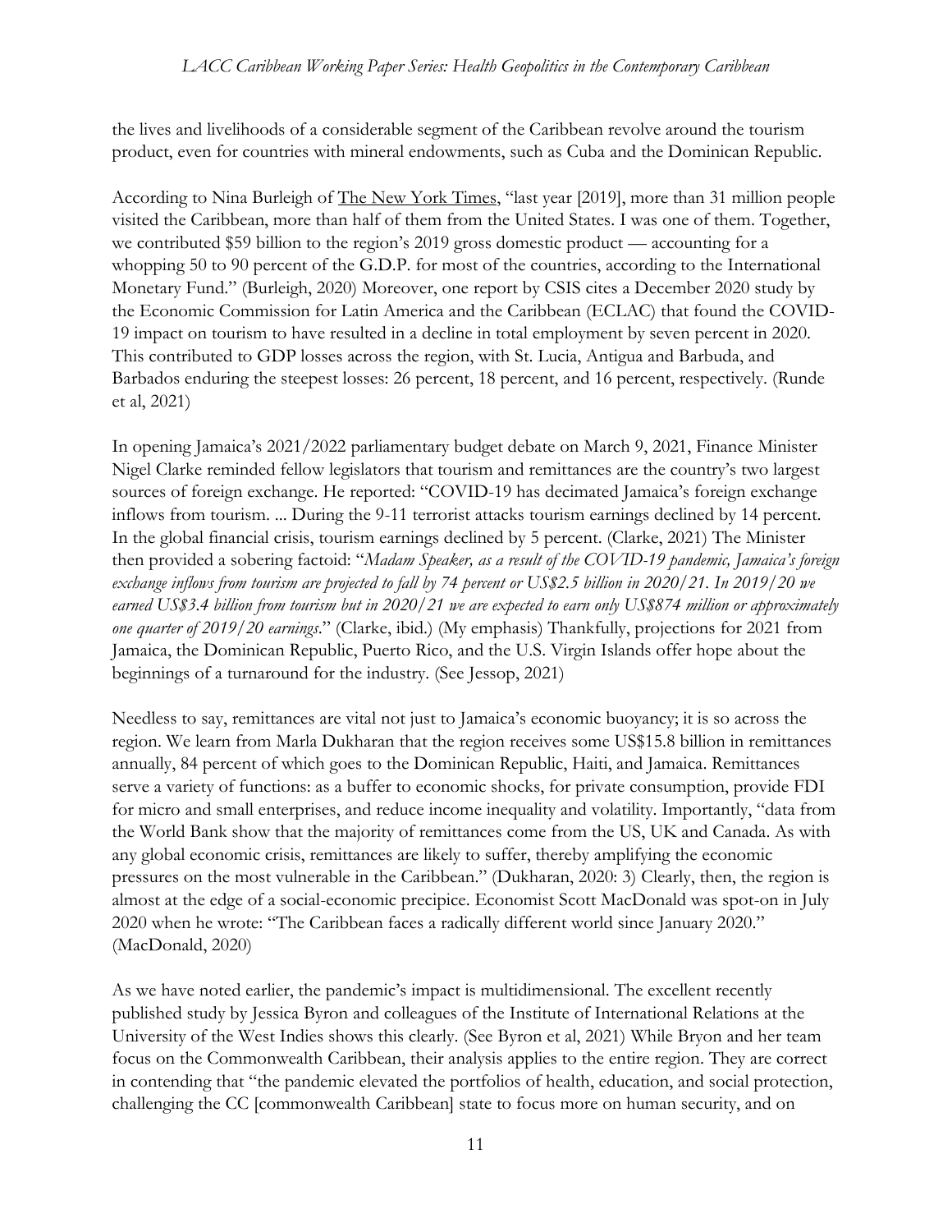the lives and livelihoods of a considerable segment of the Caribbean revolve around the tourism product, even for countries with mineral endowments, such as Cuba and the Dominican Republic.

According to Nina Burleigh of The New York Times, "last year [2019], more than 31 million people visited the Caribbean, more than half of them from the United States. I was one of them. Together, we contributed $59 billion to the region's 2019 gross domestic product — accounting for a whopping 50 to 90 percent of the G.D.P. for most of the countries, according to the International Monetary Fund." (Burleigh, 2020) Moreover, one report by CSIS cites a December 2020 study by the Economic Commission for Latin America and the Caribbean (ECLAC) that found the COVID-19 impact on tourism to have resulted in a decline in total employment by seven percent in 2020. This contributed to GDP losses across the region, with St. Lucia, Antigua and Barbuda, and Barbados enduring the steepest losses: 26 percent, 18 percent, and 16 percent, respectively. (Runde et al, 2021)

In opening Jamaica's 2021/2022 parliamentary budget debate on March 9, 2021, Finance Minister Nigel Clarke reminded fellow legislators that tourism and remittances are the country's two largest sources of foreign exchange. He reported: "COVID-19 has decimated Jamaica's foreign exchange inflows from tourism. ... During the 9-11 terrorist attacks tourism earnings declined by 14 percent. In the global financial crisis, tourism earnings declined by 5 percent. (Clarke, 2021) The Minister then provided a sobering factoid: "*Madam Speaker, as a result of the COVID-19 pandemic, Jamaica's foreign exchange inflows from tourism are projected to fall by 74 percent or US$2.5 billion in 2020/21. In 2019/20 we earned US$3.4 billion from tourism but in 2020/21 we are expected to earn only US$874 million or approximately one quarter of 2019/20 earnings*." (Clarke, ibid.) (My emphasis) Thankfully, projections for 2021 from Jamaica, the Dominican Republic, Puerto Rico, and the U.S. Virgin Islands offer hope about the beginnings of a turnaround for the industry. (See Jessop, 2021)

Needless to say, remittances are vital not just to Jamaica's economic buoyancy; it is so across the region. We learn from Marla Dukharan that the region receives some US$15.8 billion in remittances annually, 84 percent of which goes to the Dominican Republic, Haiti, and Jamaica. Remittances serve a variety of functions: as a buffer to economic shocks, for private consumption, provide FDI for micro and small enterprises, and reduce income inequality and volatility. Importantly, "data from the World Bank show that the majority of remittances come from the US, UK and Canada. As with any global economic crisis, remittances are likely to suffer, thereby amplifying the economic pressures on the most vulnerable in the Caribbean." (Dukharan, 2020: 3) Clearly, then, the region is almost at the edge of a social-economic precipice. Economist Scott MacDonald was spot-on in July 2020 when he wrote: "The Caribbean faces a radically different world since January 2020." (MacDonald, 2020)

As we have noted earlier, the pandemic's impact is multidimensional. The excellent recently published study by Jessica Byron and colleagues of the Institute of International Relations at the University of the West Indies shows this clearly. (See Byron et al, 2021) While Bryon and her team focus on the Commonwealth Caribbean, their analysis applies to the entire region. They are correct in contending that "the pandemic elevated the portfolios of health, education, and social protection, challenging the CC [commonwealth Caribbean] state to focus more on human security, and on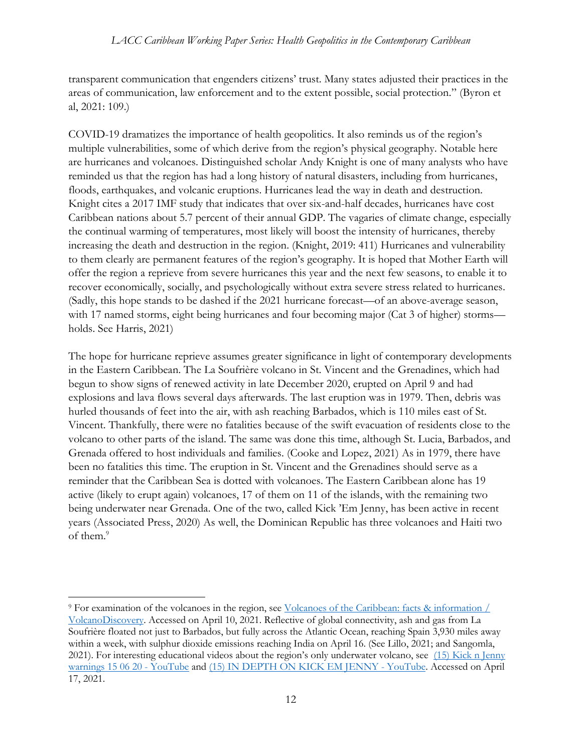transparent communication that engenders citizens' trust. Many states adjusted their practices in the areas of communication, law enforcement and to the extent possible, social protection." (Byron et al, 2021: 109.)

COVID-19 dramatizes the importance of health geopolitics. It also reminds us of the region's multiple vulnerabilities, some of which derive from the region's physical geography. Notable here are hurricanes and volcanoes. Distinguished scholar Andy Knight is one of many analysts who have reminded us that the region has had a long history of natural disasters, including from hurricanes, floods, earthquakes, and volcanic eruptions. Hurricanes lead the way in death and destruction. Knight cites a 2017 IMF study that indicates that over six-and-half decades, hurricanes have cost Caribbean nations about 5.7 percent of their annual GDP. The vagaries of climate change, especially the continual warming of temperatures, most likely will boost the intensity of hurricanes, thereby increasing the death and destruction in the region. (Knight, 2019: 411) Hurricanes and vulnerability to them clearly are permanent features of the region's geography. It is hoped that Mother Earth will offer the region a reprieve from severe hurricanes this year and the next few seasons, to enable it to recover economically, socially, and psychologically without extra severe stress related to hurricanes. (Sadly, this hope stands to be dashed if the 2021 hurricane forecast—of an above-average season, with 17 named storms, eight being hurricanes and four becoming major (Cat 3 of higher) storms—holds. See Harris, 2021)

The hope for hurricane reprieve assumes greater significance in light of contemporary developments in the Eastern Caribbean. The La Soufrière volcano in St. Vincent and the Grenadines, which had begun to show signs of renewed activity in late December 2020, erupted on April 9 and had explosions and lava flows several days afterwards. The last eruption was in 1979. Then, debris was hurled thousands of feet into the air, with ash reaching Barbados, which is 110 miles east of St. Vincent. Thankfully, there were no fatalities because of the swift evacuation of residents close to the volcano to other parts of the island. The same was done this time, although St. Lucia, Barbados, and Grenada offered to host individuals and families. (Cooke and Lopez, 2021) As in 1979, there have been no fatalities this time. The eruption in St. Vincent and the Grenadines should serve as a reminder that the Caribbean Sea is dotted with volcanoes. The Eastern Caribbean alone has 19 active (likely to erupt again) volcanoes, 17 of them on 11 of the islands, with the remaining two being underwater near Grenada. One of the two, called Kick 'Em Jenny, has been active in recent years (Associated Press, 2020) As well, the Dominican Republic has three volcanoes and Haiti two of them.[9]

---

[9] For examination of the volcanoes in the region, see Volcanoes of the Caribbean: facts & information / VolcanoDiscovery. Accessed on April 10, 2021. Reflective of global connectivity, ash and gas from La Soufrière floated not just to Barbados, but fully across the Atlantic Ocean, reaching Spain 3,930 miles away within a week, with sulphur dioxide emissions reaching India on April 16. (See Lillo, 2021; and Sangomla, 2021). For interesting educational videos about the region's only underwater volcano, see (15) Kick n Jenny warnings 15 06 20 - YouTube and (15) IN DEPTH ON KICK EM JENNY - YouTube. Accessed on April 17, 2021.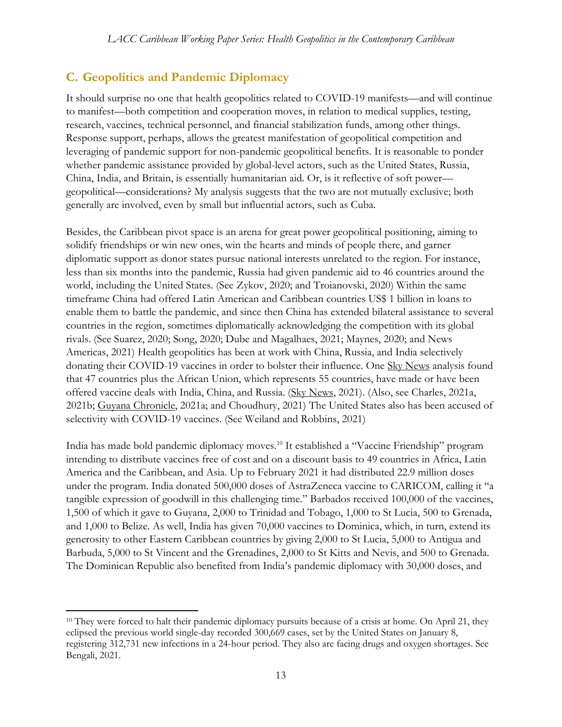## C. Geopolitics and Pandemic Diplomacy

It should surprise no one that health geopolitics related to COVID-19 manifests—and will continue to manifest—both competition and cooperation moves, in relation to medical supplies, testing, research, vaccines, technical personnel, and financial stabilization funds, among other things. Response support, perhaps, allows the greatest manifestation of geopolitical competition and leveraging of pandemic support for non-pandemic geopolitical benefits. It is reasonable to ponder whether pandemic assistance provided by global-level actors, such as the United States, Russia, China, India, and Britain, is essentially humanitarian aid. Or, is it reflective of soft power—geopolitical—considerations? My analysis suggests that the two are not mutually exclusive; both generally are involved, even by small but influential actors, such as Cuba.

Besides, the Caribbean pivot space is an arena for great power geopolitical positioning, aiming to solidify friendships or win new ones, win the hearts and minds of people there, and garner diplomatic support as donor states pursue national interests unrelated to the region. For instance, less than six months into the pandemic, Russia had given pandemic aid to 46 countries around the world, including the United States. (See Zykov, 2020; and Troianovski, 2020) Within the same timeframe China had offered Latin American and Caribbean countries US$ 1 billion in loans to enable them to battle the pandemic, and since then China has extended bilateral assistance to several countries in the region, sometimes diplomatically acknowledging the competition with its global rivals. (See Suarez, 2020; Song, 2020; Dube and Magalhaes, 2021; Maynes, 2020; and News Americas, 2021) Health geopolitics has been at work with China, Russia, and India selectively donating their COVID-19 vaccines in order to bolster their influence. One Sky News analysis found that 47 countries plus the African Union, which represents 55 countries, have made or have been offered vaccine deals with India, China, and Russia. (Sky News, 2021). (Also, see Charles, 2021a, 2021b; Guyana Chronicle, 2021a; and Choudhury, 2021) The United States also has been accused of selectivity with COVID-19 vaccines. (See Weiland and Robbins, 2021)

India has made bold pandemic diplomacy moves.[10] It established a "Vaccine Friendship" program intending to distribute vaccines free of cost and on a discount basis to 49 countries in Africa, Latin America and the Caribbean, and Asia. Up to February 2021 it had distributed 22.9 million doses under the program. India donated 500,000 doses of AstraZeneca vaccine to CARICOM, calling it "a tangible expression of goodwill in this challenging time." Barbados received 100,000 of the vaccines, 1,500 of which it gave to Guyana, 2,000 to Trinidad and Tobago, 1,000 to St Lucia, 500 to Grenada, and 1,000 to Belize. As well, India has given 70,000 vaccines to Dominica, which, in turn, extend its generosity to other Eastern Caribbean countries by giving 2,000 to St Lucia, 5,000 to Antigua and Barbuda, 5,000 to St Vincent and the Grenadines, 2,000 to St Kitts and Nevis, and 500 to Grenada. The Dominican Republic also benefited from India's pandemic diplomacy with 30,000 doses, and

---

[10] They were forced to halt their pandemic diplomacy pursuits because of a crisis at home. On April 21, they eclipsed the previous world single-day recorded 300,669 cases, set by the United States on January 8, registering 312,731 new infections in a 24-hour period. They also are facing drugs and oxygen shortages. See Bengali, 2021.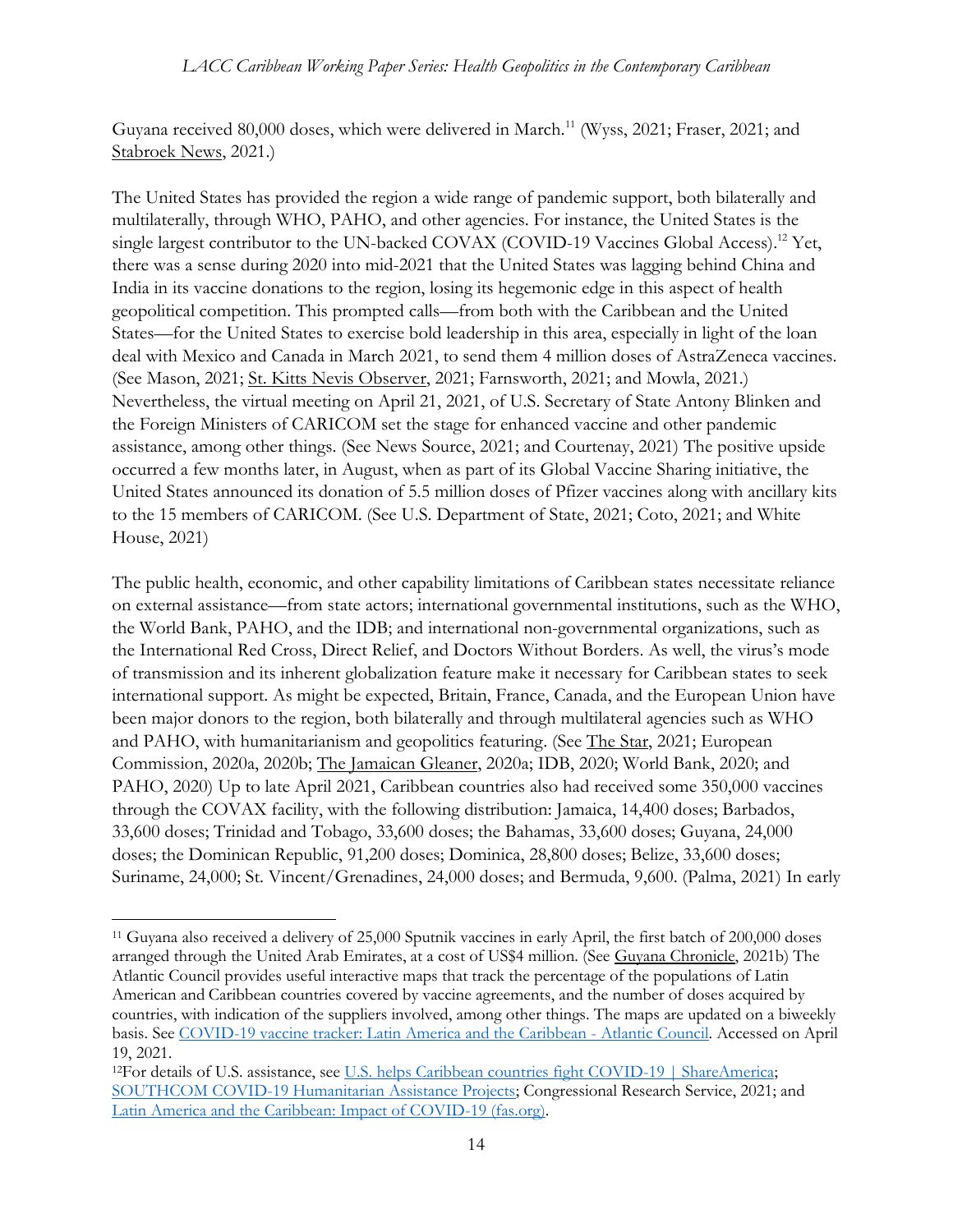Guyana received 80,000 doses, which were delivered in March.[11] (Wyss, 2021; Fraser, 2021; and Stabroek News, 2021.)

The United States has provided the region a wide range of pandemic support, both bilaterally and multilaterally, through WHO, PAHO, and other agencies. For instance, the United States is the single largest contributor to the UN-backed COVAX (COVID-19 Vaccines Global Access).[12] Yet, there was a sense during 2020 into mid-2021 that the United States was lagging behind China and India in its vaccine donations to the region, losing its hegemonic edge in this aspect of health geopolitical competition. This prompted calls—from both with the Caribbean and the United States—for the United States to exercise bold leadership in this area, especially in light of the loan deal with Mexico and Canada in March 2021, to send them 4 million doses of AstraZeneca vaccines. (See Mason, 2021; St. Kitts Nevis Observer, 2021; Farnsworth, 2021; and Mowla, 2021.) Nevertheless, the virtual meeting on April 21, 2021, of U.S. Secretary of State Antony Blinken and the Foreign Ministers of CARICOM set the stage for enhanced vaccine and other pandemic assistance, among other things. (See News Source, 2021; and Courtenay, 2021) The positive upside occurred a few months later, in August, when as part of its Global Vaccine Sharing initiative, the United States announced its donation of 5.5 million doses of Pfizer vaccines along with ancillary kits to the 15 members of CARICOM. (See U.S. Department of State, 2021; Coto, 2021; and White House, 2021)

The public health, economic, and other capability limitations of Caribbean states necessitate reliance on external assistance—from state actors; international governmental institutions, such as the WHO, the World Bank, PAHO, and the IDB; and international non-governmental organizations, such as the International Red Cross, Direct Relief, and Doctors Without Borders. As well, the virus's mode of transmission and its inherent globalization feature make it necessary for Caribbean states to seek international support. As might be expected, Britain, France, Canada, and the European Union have been major donors to the region, both bilaterally and through multilateral agencies such as WHO and PAHO, with humanitarianism and geopolitics featuring. (See The Star, 2021; European Commission, 2020a, 2020b; The Jamaican Gleaner, 2020a; IDB, 2020; World Bank, 2020; and PAHO, 2020) Up to late April 2021, Caribbean countries also had received some 350,000 vaccines through the COVAX facility, with the following distribution: Jamaica, 14,400 doses; Barbados, 33,600 doses; Trinidad and Tobago, 33,600 doses; the Bahamas, 33,600 doses; Guyana, 24,000 doses; the Dominican Republic, 91,200 doses; Dominica, 28,800 doses; Belize, 33,600 doses; Suriname, 24,000; St. Vincent/Grenadines, 24,000 doses; and Bermuda, 9,600. (Palma, 2021) In early

---

[11] Guyana also received a delivery of 25,000 Sputnik vaccines in early April, the first batch of 200,000 doses arranged through the United Arab Emirates, at a cost of US$4 million. (See Guyana Chronicle, 2021b) The Atlantic Council provides useful interactive maps that track the percentage of the populations of Latin American and Caribbean countries covered by vaccine agreements, and the number of doses acquired by countries, with indication of the suppliers involved, among other things. The maps are updated on a biweekly basis. See COVID-19 vaccine tracker: Latin America and the Caribbean - Atlantic Council. Accessed on April 19, 2021.

[12] For details of U.S. assistance, see U.S. helps Caribbean countries fight COVID-19 | ShareAmerica; SOUTHCOM COVID-19 Humanitarian Assistance Projects; Congressional Research Service, 2021; and Latin America and the Caribbean: Impact of COVID-19 (fas.org).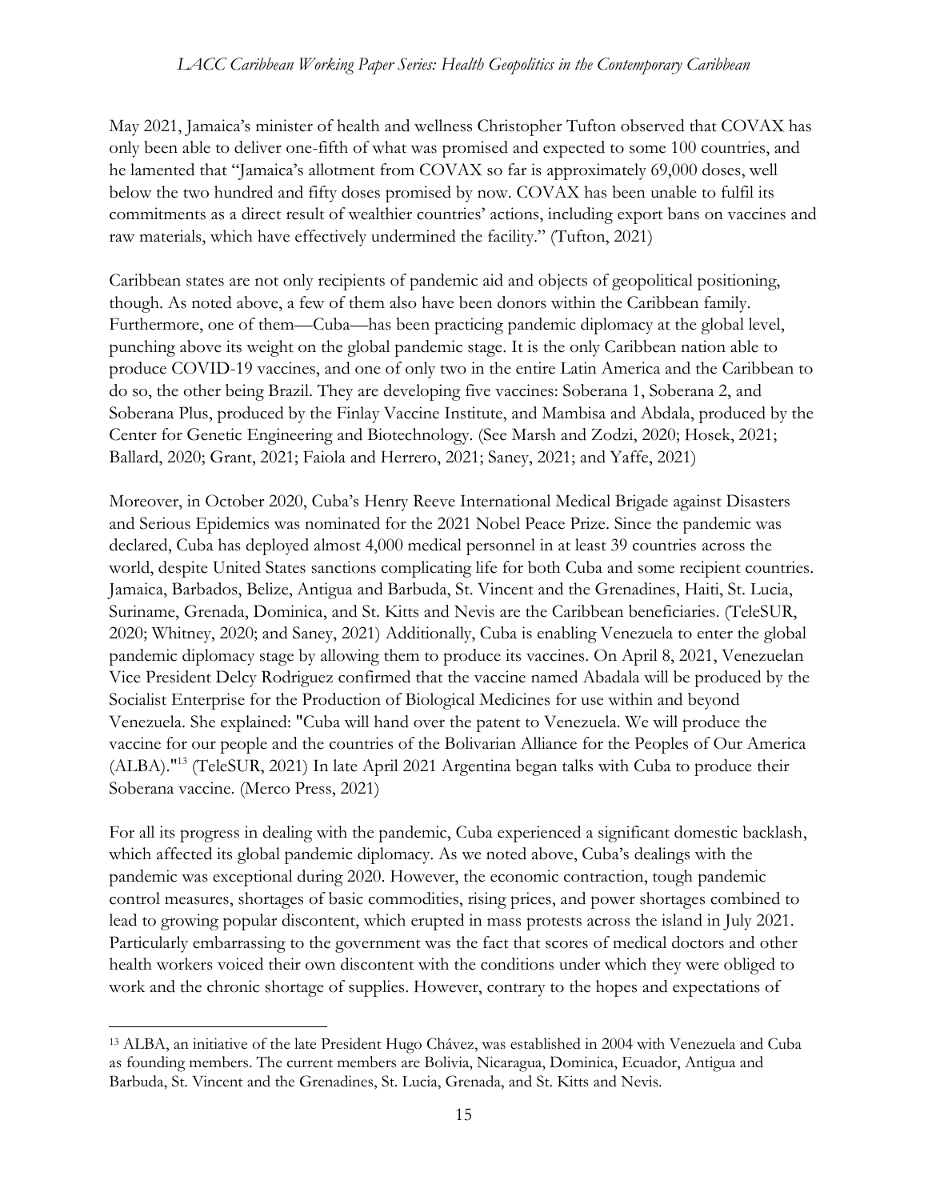May 2021, Jamaica's minister of health and wellness Christopher Tufton observed that COVAX has only been able to deliver one-fifth of what was promised and expected to some 100 countries, and he lamented that "Jamaica's allotment from COVAX so far is approximately 69,000 doses, well below the two hundred and fifty doses promised by now. COVAX has been unable to fulfil its commitments as a direct result of wealthier countries' actions, including export bans on vaccines and raw materials, which have effectively undermined the facility." (Tufton, 2021)

Caribbean states are not only recipients of pandemic aid and objects of geopolitical positioning, though. As noted above, a few of them also have been donors within the Caribbean family. Furthermore, one of them—Cuba—has been practicing pandemic diplomacy at the global level, punching above its weight on the global pandemic stage. It is the only Caribbean nation able to produce COVID-19 vaccines, and one of only two in the entire Latin America and the Caribbean to do so, the other being Brazil. They are developing five vaccines: Soberana 1, Soberana 2, and Soberana Plus, produced by the Finlay Vaccine Institute, and Mambisa and Abdala, produced by the Center for Genetic Engineering and Biotechnology. (See Marsh and Zodzi, 2020; Hosek, 2021; Ballard, 2020; Grant, 2021; Faiola and Herrero, 2021; Saney, 2021; and Yaffe, 2021)

Moreover, in October 2020, Cuba's Henry Reeve International Medical Brigade against Disasters and Serious Epidemics was nominated for the 2021 Nobel Peace Prize. Since the pandemic was declared, Cuba has deployed almost 4,000 medical personnel in at least 39 countries across the world, despite United States sanctions complicating life for both Cuba and some recipient countries. Jamaica, Barbados, Belize, Antigua and Barbuda, St. Vincent and the Grenadines, Haiti, St. Lucia, Suriname, Grenada, Dominica, and St. Kitts and Nevis are the Caribbean beneficiaries. (TeleSUR, 2020; Whitney, 2020; and Saney, 2021) Additionally, Cuba is enabling Venezuela to enter the global pandemic diplomacy stage by allowing them to produce its vaccines. On April 8, 2021, Venezuelan Vice President Delcy Rodriguez confirmed that the vaccine named Abadala will be produced by the Socialist Enterprise for the Production of Biological Medicines for use within and beyond Venezuela. She explained: "Cuba will hand over the patent to Venezuela. We will produce the vaccine for our people and the countries of the Bolivarian Alliance for the Peoples of Our America (ALBA)."[13] (TeleSUR, 2021) In late April 2021 Argentina began talks with Cuba to produce their Soberana vaccine. (Merco Press, 2021)

For all its progress in dealing with the pandemic, Cuba experienced a significant domestic backlash, which affected its global pandemic diplomacy. As we noted above, Cuba's dealings with the pandemic was exceptional during 2020. However, the economic contraction, tough pandemic control measures, shortages of basic commodities, rising prices, and power shortages combined to lead to growing popular discontent, which erupted in mass protests across the island in July 2021. Particularly embarrassing to the government was the fact that scores of medical doctors and other health workers voiced their own discontent with the conditions under which they were obliged to work and the chronic shortage of supplies. However, contrary to the hopes and expectations of

[13] ALBA, an initiative of the late President Hugo Chávez, was established in 2004 with Venezuela and Cuba as founding members. The current members are Bolivia, Nicaragua, Dominica, Ecuador, Antigua and Barbuda, St. Vincent and the Grenadines, St. Lucia, Grenada, and St. Kitts and Nevis.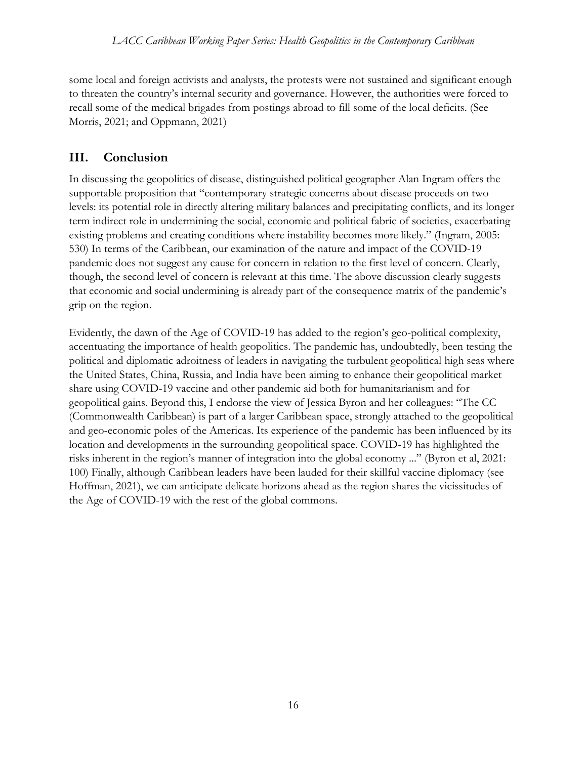some local and foreign activists and analysts, the protests were not sustained and significant enough to threaten the country's internal security and governance. However, the authorities were forced to recall some of the medical brigades from postings abroad to fill some of the local deficits. (See Morris, 2021; and Oppmann, 2021)

## III. Conclusion

In discussing the geopolitics of disease, distinguished political geographer Alan Ingram offers the supportable proposition that "contemporary strategic concerns about disease proceeds on two levels: its potential role in directly altering military balances and precipitating conflicts, and its longer term indirect role in undermining the social, economic and political fabric of societies, exacerbating existing problems and creating conditions where instability becomes more likely." (Ingram, 2005: 530) In terms of the Caribbean, our examination of the nature and impact of the COVID-19 pandemic does not suggest any cause for concern in relation to the first level of concern. Clearly, though, the second level of concern is relevant at this time. The above discussion clearly suggests that economic and social undermining is already part of the consequence matrix of the pandemic's grip on the region.

Evidently, the dawn of the Age of COVID-19 has added to the region's geo-political complexity, accentuating the importance of health geopolitics. The pandemic has, undoubtedly, been testing the political and diplomatic adroitness of leaders in navigating the turbulent geopolitical high seas where the United States, China, Russia, and India have been aiming to enhance their geopolitical market share using COVID-19 vaccine and other pandemic aid both for humanitarianism and for geopolitical gains. Beyond this, I endorse the view of Jessica Byron and her colleagues: "The CC (Commonwealth Caribbean) is part of a larger Caribbean space, strongly attached to the geopolitical and geo-economic poles of the Americas. Its experience of the pandemic has been influenced by its location and developments in the surrounding geopolitical space. COVID-19 has highlighted the risks inherent in the region's manner of integration into the global economy ..." (Byron et al, 2021: 100) Finally, although Caribbean leaders have been lauded for their skillful vaccine diplomacy (see Hoffman, 2021), we can anticipate delicate horizons ahead as the region shares the vicissitudes of the Age of COVID-19 with the rest of the global commons.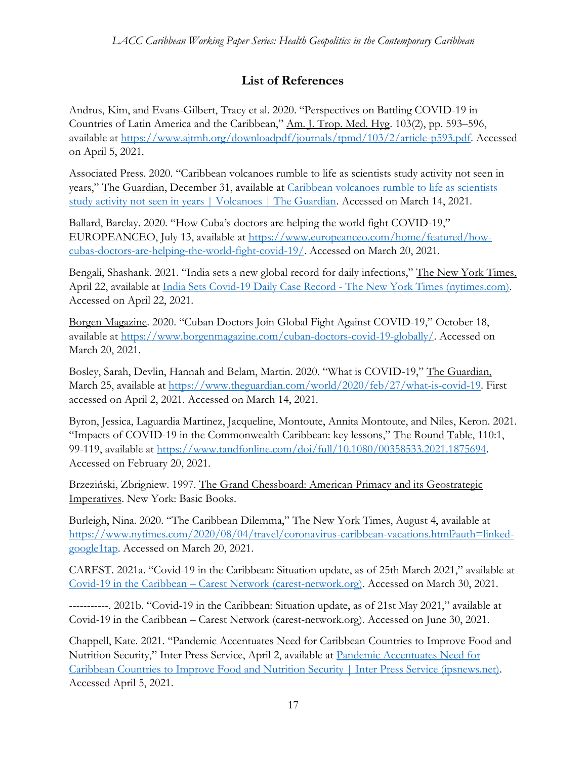## List of References

Andrus, Kim, and Evans-Gilbert, Tracy et al. 2020. "Perspectives on Battling COVID-19 in Countries of Latin America and the Caribbean," Am. J. Trop. Med. Hyg. 103(2), pp. 593–596, available at https://www.ajtmh.org/downloadpdf/journals/tpmd/103/2/article-p593.pdf. Accessed on April 5, 2021.

Associated Press. 2020. "Caribbean volcanoes rumble to life as scientists study activity not seen in years," The Guardian, December 31, available at Caribbean volcanoes rumble to life as scientists study activity not seen in years | Volcanoes | The Guardian. Accessed on March 14, 2021.

Ballard, Barclay. 2020. "How Cuba's doctors are helping the world fight COVID-19," EUROPEANCEO, July 13, available at https://www.europeanceo.com/home/featured/how-cubas-doctors-are-helping-the-world-fight-covid-19/. Accessed on March 20, 2021.

Bengali, Shashank. 2021. "India sets a new global record for daily infections," The New York Times, April 22, available at India Sets Covid-19 Daily Case Record - The New York Times (nytimes.com). Accessed on April 22, 2021.

Borgen Magazine. 2020. "Cuban Doctors Join Global Fight Against COVID-19," October 18, available at https://www.borgenmagazine.com/cuban-doctors-covid-19-globally/. Accessed on March 20, 2021.

Bosley, Sarah, Devlin, Hannah and Belam, Martin. 2020. "What is COVID-19," The Guardian, March 25, available at https://www.theguardian.com/world/2020/feb/27/what-is-covid-19. First accessed on April 2, 2021. Accessed on March 14, 2021.

Byron, Jessica, Laguardia Martinez, Jacqueline, Montoute, Annita Montoute, and Niles, Keron. 2021. "Impacts of COVID-19 in the Commonwealth Caribbean: key lessons," The Round Table, 110:1, 99-119, available at https://www.tandfonline.com/doi/full/10.1080/00358533.2021.1875694. Accessed on February 20, 2021.

Brzeziński, Zbrigniew. 1997. The Grand Chessboard: American Primacy and its Geostrategic Imperatives. New York: Basic Books.

Burleigh, Nina. 2020. "The Caribbean Dilemma," The New York Times, August 4, available at https://www.nytimes.com/2020/08/04/travel/coronavirus-caribbean-vacations.html?auth=linked-google1tap. Accessed on March 20, 2021.

CAREST. 2021a. "Covid-19 in the Caribbean: Situation update, as of 25th March 2021," available at Covid-19 in the Caribbean – Carest Network (carest-network.org). Accessed on March 30, 2021.

-----------. 2021b. "Covid-19 in the Caribbean: Situation update, as of 21st May 2021," available at Covid-19 in the Caribbean – Carest Network (carest-network.org). Accessed on June 30, 2021.

Chappell, Kate. 2021. "Pandemic Accentuates Need for Caribbean Countries to Improve Food and Nutrition Security," Inter Press Service, April 2, available at Pandemic Accentuates Need for Caribbean Countries to Improve Food and Nutrition Security | Inter Press Service (ipsnews.net). Accessed April 5, 2021.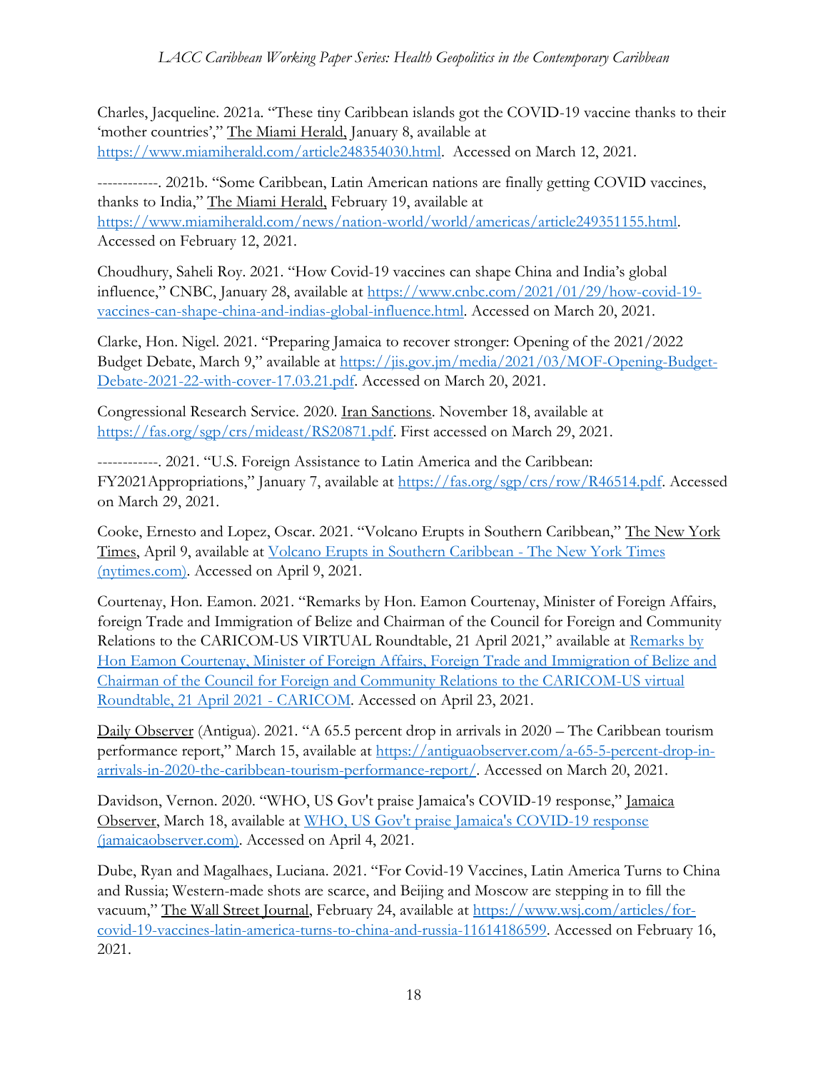Charles, Jacqueline. 2021a. "These tiny Caribbean islands got the COVID-19 vaccine thanks to their 'mother countries'," The Miami Herald, January 8, available at https://www.miamiherald.com/article248354030.html. Accessed on March 12, 2021.

------------. 2021b. "Some Caribbean, Latin American nations are finally getting COVID vaccines, thanks to India," The Miami Herald, February 19, available at https://www.miamiherald.com/news/nation-world/world/americas/article249351155.html. Accessed on February 12, 2021.

Choudhury, Saheli Roy. 2021. "How Covid-19 vaccines can shape China and India's global influence," CNBC, January 28, available at https://www.cnbc.com/2021/01/29/how-covid-19-vaccines-can-shape-china-and-indias-global-influence.html. Accessed on March 20, 2021.

Clarke, Hon. Nigel. 2021. "Preparing Jamaica to recover stronger: Opening of the 2021/2022 Budget Debate, March 9," available at https://jis.gov.jm/media/2021/03/MOF-Opening-Budget-Debate-2021-22-with-cover-17.03.21.pdf. Accessed on March 20, 2021.

Congressional Research Service. 2020. Iran Sanctions. November 18, available at https://fas.org/sgp/crs/mideast/RS20871.pdf. First accessed on March 29, 2021.

------------. 2021. "U.S. Foreign Assistance to Latin America and the Caribbean: FY2021Appropriations," January 7, available at https://fas.org/sgp/crs/row/R46514.pdf. Accessed on March 29, 2021.

Cooke, Ernesto and Lopez, Oscar. 2021. "Volcano Erupts in Southern Caribbean," The New York Times, April 9, available at Volcano Erupts in Southern Caribbean - The New York Times (nytimes.com). Accessed on April 9, 2021.

Courtenay, Hon. Eamon. 2021. "Remarks by Hon. Eamon Courtenay, Minister of Foreign Affairs, foreign Trade and Immigration of Belize and Chairman of the Council for Foreign and Community Relations to the CARICOM-US VIRTUAL Roundtable, 21 April 2021," available at Remarks by Hon Eamon Courtenay, Minister of Foreign Affairs, Foreign Trade and Immigration of Belize and Chairman of the Council for Foreign and Community Relations to the CARICOM-US virtual Roundtable, 21 April 2021 - CARICOM. Accessed on April 23, 2021.

Daily Observer (Antigua). 2021. "A 65.5 percent drop in arrivals in 2020 – The Caribbean tourism performance report," March 15, available at https://antiguaobserver.com/a-65-5-percent-drop-in-arrivals-in-2020-the-caribbean-tourism-performance-report/. Accessed on March 20, 2021.

Davidson, Vernon. 2020. "WHO, US Gov't praise Jamaica's COVID-19 response," Jamaica Observer, March 18, available at WHO, US Gov't praise Jamaica's COVID-19 response (jamaicaobserver.com). Accessed on April 4, 2021.

Dube, Ryan and Magalhaes, Luciana. 2021. "For Covid-19 Vaccines, Latin America Turns to China and Russia; Western-made shots are scarce, and Beijing and Moscow are stepping in to fill the vacuum," The Wall Street Journal, February 24, available at https://www.wsj.com/articles/for-covid-19-vaccines-latin-america-turns-to-china-and-russia-11614186599. Accessed on February 16, 2021.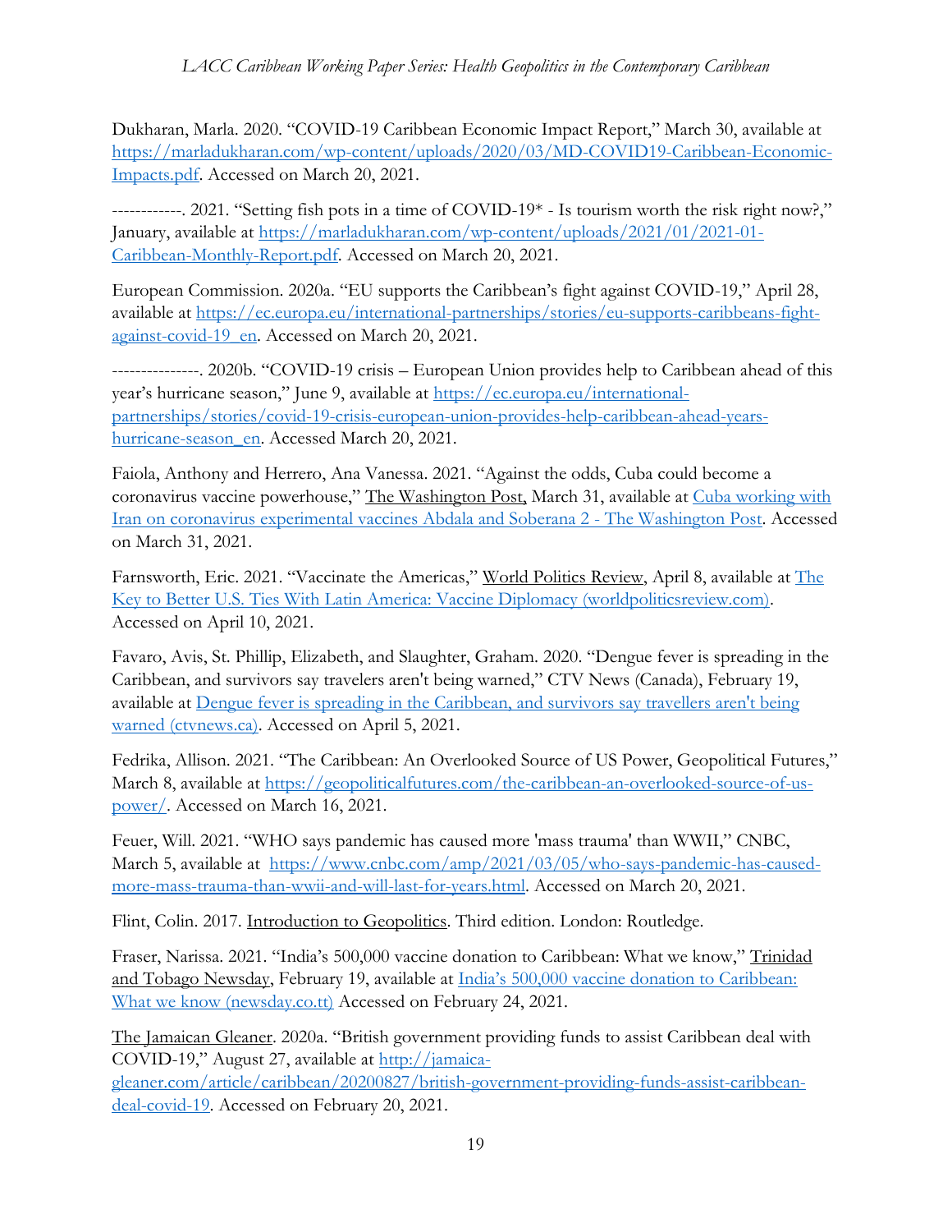Dukharan, Marla. 2020. "COVID-19 Caribbean Economic Impact Report," March 30, available at https://marladukharan.com/wp-content/uploads/2020/03/MD-COVID19-Caribbean-Economic-Impacts.pdf. Accessed on March 20, 2021.

------------. 2021. "Setting fish pots in a time of COVID-19* - Is tourism worth the risk right now?," January, available at https://marladukharan.com/wp-content/uploads/2021/01/2021-01-Caribbean-Monthly-Report.pdf. Accessed on March 20, 2021.

European Commission. 2020a. "EU supports the Caribbean's fight against COVID-19," April 28, available at https://ec.europa.eu/international-partnerships/stories/eu-supports-caribbeans-fight-against-covid-19_en. Accessed on March 20, 2021.

---------------. 2020b. "COVID-19 crisis – European Union provides help to Caribbean ahead of this year's hurricane season," June 9, available at https://ec.europa.eu/international-partnerships/stories/covid-19-crisis-european-union-provides-help-caribbean-ahead-years-hurricane-season_en. Accessed March 20, 2021.

Faiola, Anthony and Herrero, Ana Vanessa. 2021. "Against the odds, Cuba could become a coronavirus vaccine powerhouse," The Washington Post, March 31, available at Cuba working with Iran on coronavirus experimental vaccines Abdala and Soberana 2 - The Washington Post. Accessed on March 31, 2021.

Farnsworth, Eric. 2021. "Vaccinate the Americas," World Politics Review, April 8, available at The Key to Better U.S. Ties With Latin America: Vaccine Diplomacy (worldpoliticsreview.com). Accessed on April 10, 2021.

Favaro, Avis, St. Phillip, Elizabeth, and Slaughter, Graham. 2020. "Dengue fever is spreading in the Caribbean, and survivors say travelers aren't being warned," CTV News (Canada), February 19, available at Dengue fever is spreading in the Caribbean, and survivors say travellers aren't being warned (ctvnews.ca). Accessed on April 5, 2021.

Fedrika, Allison. 2021. "The Caribbean: An Overlooked Source of US Power, Geopolitical Futures," March 8, available at https://geopoliticalfutures.com/the-caribbean-an-overlooked-source-of-us-power/. Accessed on March 16, 2021.

Feuer, Will. 2021. "WHO says pandemic has caused more 'mass trauma' than WWII," CNBC, March 5, available at https://www.cnbc.com/amp/2021/03/05/who-says-pandemic-has-caused-more-mass-trauma-than-wwii-and-will-last-for-years.html. Accessed on March 20, 2021.

Flint, Colin. 2017. Introduction to Geopolitics. Third edition. London: Routledge.

Fraser, Narissa. 2021. "India's 500,000 vaccine donation to Caribbean: What we know," Trinidad and Tobago Newsday, February 19, available at India's 500,000 vaccine donation to Caribbean: What we know (newsday.co.tt) Accessed on February 24, 2021.

The Jamaican Gleaner. 2020a. "British government providing funds to assist Caribbean deal with COVID-19," August 27, available at http://jamaica-gleaner.com/article/caribbean/20200827/british-government-providing-funds-assist-caribbean-deal-covid-19. Accessed on February 20, 2021.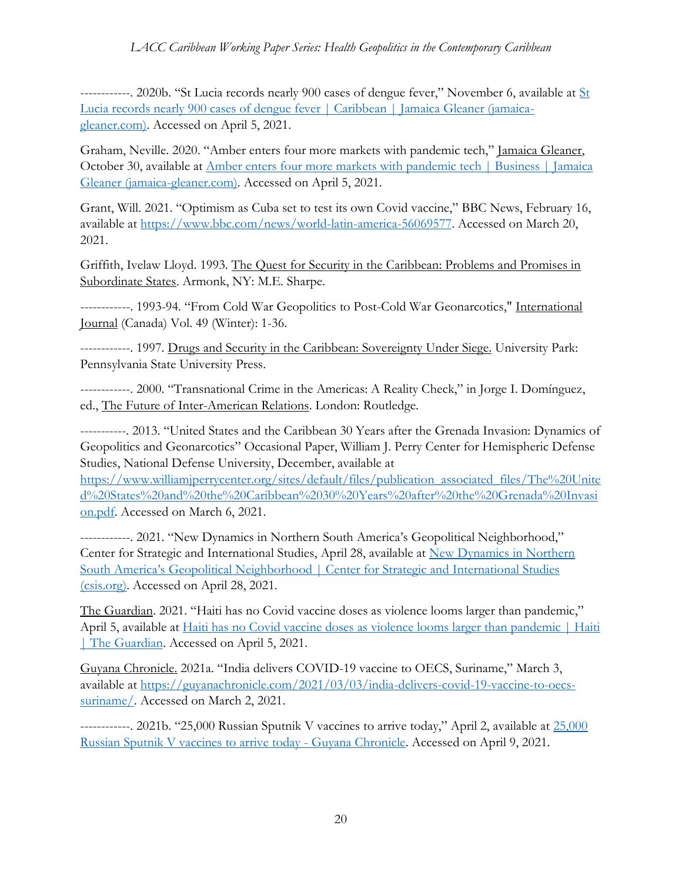------------. 2020b. "St Lucia records nearly 900 cases of dengue fever," November 6, available at [St Lucia records nearly 900 cases of dengue fever | Caribbean | Jamaica Gleaner (jamaica-gleaner.com)](). Accessed on April 5, 2021.

Graham, Neville. 2020. "Amber enters four more markets with pandemic tech," Jamaica Gleaner, October 30, available at [Amber enters four more markets with pandemic tech | Business | Jamaica Gleaner (jamaica-gleaner.com)](). Accessed on April 5, 2021.

Grant, Will. 2021. "Optimism as Cuba set to test its own Covid vaccine," BBC News, February 16, available at https://www.bbc.com/news/world-latin-america-56069577. Accessed on March 20, 2021.

Griffith, Ivelaw Lloyd. 1993. The Quest for Security in the Caribbean: Problems and Promises in Subordinate States. Armonk, NY: M.E. Sharpe.

------------. 1993-94. "From Cold War Geopolitics to Post-Cold War Geonarcotics," International Journal (Canada) Vol. 49 (Winter): 1-36.

------------. 1997. Drugs and Security in the Caribbean: Sovereignty Under Siege. University Park: Pennsylvania State University Press.

------------. 2000. "Transnational Crime in the Americas: A Reality Check," in Jorge I. Domínguez, ed., The Future of Inter-American Relations. London: Routledge.

-----------. 2013. "United States and the Caribbean 30 Years after the Grenada Invasion: Dynamics of Geopolitics and Geonarcotics" Occasional Paper, William J. Perry Center for Hemispheric Defense Studies, National Defense University, December, available at https://www.williamjperrycenter.org/sites/default/files/publication_associated_files/The%20United%20States%20and%20the%20Caribbean%2030%20Years%20after%20the%20Grenada%20Invasion.pdf. Accessed on March 6, 2021.

------------. 2021. "New Dynamics in Northern South America's Geopolitical Neighborhood," Center for Strategic and International Studies, April 28, available at [New Dynamics in Northern South America's Geopolitical Neighborhood | Center for Strategic and International Studies (csis.org)](). Accessed on April 28, 2021.

The Guardian. 2021. "Haiti has no Covid vaccine doses as violence looms larger than pandemic," April 5, available at [Haiti has no Covid vaccine doses as violence looms larger than pandemic | Haiti | The Guardian](). Accessed on April 5, 2021.

Guyana Chronicle. 2021a. "India delivers COVID-19 vaccine to OECS, Suriname," March 3, available at https://guyanachronicle.com/2021/03/03/india-delivers-covid-19-vaccine-to-oecs-suriname/. Accessed on March 2, 2021.

------------. 2021b. "25,000 Russian Sputnik V vaccines to arrive today," April 2, available at [25,000 Russian Sputnik V vaccines to arrive today - Guyana Chronicle](). Accessed on April 9, 2021.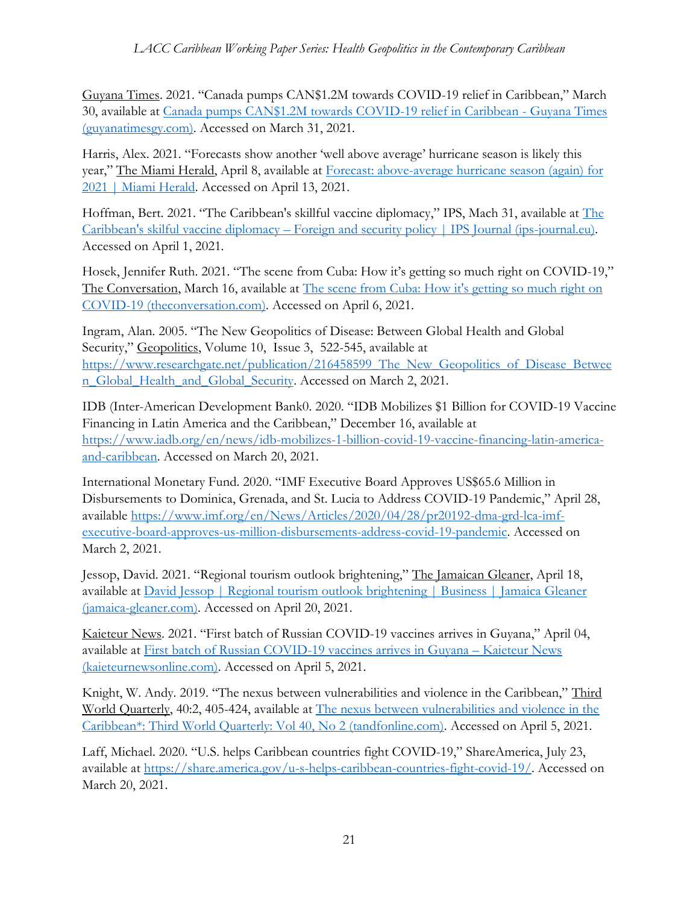Guyana Times. 2021. "Canada pumps CAN$1.2M towards COVID-19 relief in Caribbean," March 30, available at [Canada pumps CAN$1.2M towards COVID-19 relief in Caribbean - Guyana Times (guyanatimesgy.com)](). Accessed on March 31, 2021.

Harris, Alex. 2021. "Forecasts show another 'well above average' hurricane season is likely this year," The Miami Herald, April 8, available at [Forecast: above-average hurricane season (again) for 2021 | Miami Herald](). Accessed on April 13, 2021.

Hoffman, Bert. 2021. "The Caribbean's skillful vaccine diplomacy," IPS, Mach 31, available at [The Caribbean's skilful vaccine diplomacy – Foreign and security policy | IPS Journal (ips-journal.eu)](). Accessed on April 1, 2021.

Hosek, Jennifer Ruth. 2021. "The scene from Cuba: How it's getting so much right on COVID-19," The Conversation, March 16, available at [The scene from Cuba: How it's getting so much right on COVID-19 (theconversation.com)](). Accessed on April 6, 2021.

Ingram, Alan. 2005. "The New Geopolitics of Disease: Between Global Health and Global Security," Geopolitics, Volume 10, Issue 3, 522-545, available at https://www.researchgate.net/publication/216458599_The_New_Geopolitics_of_Disease_Between_Global_Health_and_Global_Security. Accessed on March 2, 2021.

IDB (Inter-American Development Bank0. 2020. "IDB Mobilizes $1 Billion for COVID-19 Vaccine Financing in Latin America and the Caribbean," December 16, available at https://www.iadb.org/en/news/idb-mobilizes-1-billion-covid-19-vaccine-financing-latin-america-and-caribbean. Accessed on March 20, 2021.

International Monetary Fund. 2020. "IMF Executive Board Approves US$65.6 Million in Disbursements to Dominica, Grenada, and St. Lucia to Address COVID-19 Pandemic," April 28, available https://www.imf.org/en/News/Articles/2020/04/28/pr20192-dma-grd-lca-imf-executive-board-approves-us-million-disbursements-address-covid-19-pandemic. Accessed on March 2, 2021.

Jessop, David. 2021. "Regional tourism outlook brightening," The Jamaican Gleaner, April 18, available at [David Jessop | Regional tourism outlook brightening | Business | Jamaica Gleaner (jamaica-gleaner.com)](). Accessed on April 20, 2021.

Kaieteur News. 2021. "First batch of Russian COVID-19 vaccines arrives in Guyana," April 04, available at [First batch of Russian COVID-19 vaccines arrives in Guyana – Kaieteur News (kaieteurnewsonline.com)](). Accessed on April 5, 2021.

Knight, W. Andy. 2019. "The nexus between vulnerabilities and violence in the Caribbean," Third World Quarterly, 40:2, 405-424, available at [The nexus between vulnerabilities and violence in the Caribbean*: Third World Quarterly: Vol 40, No 2 (tandfonline.com)](). Accessed on April 5, 2021.

Laff, Michael. 2020. "U.S. helps Caribbean countries fight COVID-19," ShareAmerica, July 23, available at https://share.america.gov/u-s-helps-caribbean-countries-fight-covid-19/. Accessed on March 20, 2021.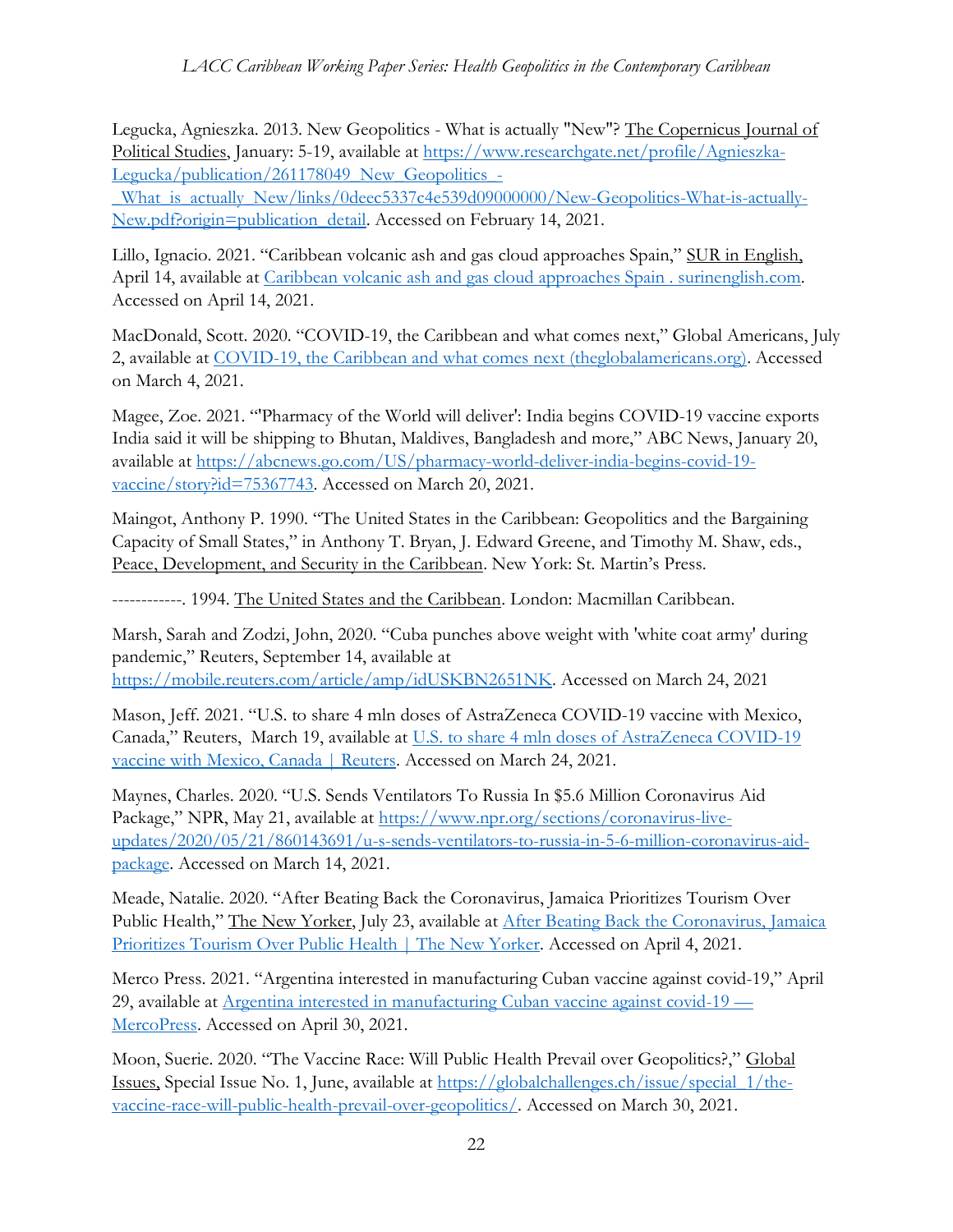Legucka, Agnieszka. 2013. New Geopolitics - What is actually "New"? The Copernicus Journal of Political Studies, January: 5-19, available at https://www.researchgate.net/profile/Agnieszka-Legucka/publication/261178049_New_Geopolitics_-_What_is_actually_New/links/0deec5337c4e539d09000000/New-Geopolitics-What-is-actually-New.pdf?origin=publication_detail. Accessed on February 14, 2021.

Lillo, Ignacio. 2021. "Caribbean volcanic ash and gas cloud approaches Spain," SUR in English, April 14, available at Caribbean volcanic ash and gas cloud approaches Spain . surinenglish.com. Accessed on April 14, 2021.

MacDonald, Scott. 2020. "COVID-19, the Caribbean and what comes next," Global Americans, July 2, available at COVID-19, the Caribbean and what comes next (theglobalamericans.org). Accessed on March 4, 2021.

Magee, Zoe. 2021. "'Pharmacy of the World will deliver': India begins COVID-19 vaccine exports India said it will be shipping to Bhutan, Maldives, Bangladesh and more," ABC News, January 20, available at https://abcnews.go.com/US/pharmacy-world-deliver-india-begins-covid-19-vaccine/story?id=75367743. Accessed on March 20, 2021.

Maingot, Anthony P. 1990. "The United States in the Caribbean: Geopolitics and the Bargaining Capacity of Small States," in Anthony T. Bryan, J. Edward Greene, and Timothy M. Shaw, eds., Peace, Development, and Security in the Caribbean. New York: St. Martin's Press.

------------. 1994. The United States and the Caribbean. London: Macmillan Caribbean.

Marsh, Sarah and Zodzi, John, 2020. "Cuba punches above weight with 'white coat army' during pandemic," Reuters, September 14, available at https://mobile.reuters.com/article/amp/idUSKBN2651NK. Accessed on March 24, 2021

Mason, Jeff. 2021. "U.S. to share 4 mln doses of AstraZeneca COVID-19 vaccine with Mexico, Canada," Reuters, March 19, available at U.S. to share 4 mln doses of AstraZeneca COVID-19 vaccine with Mexico, Canada | Reuters. Accessed on March 24, 2021.

Maynes, Charles. 2020. "U.S. Sends Ventilators To Russia In $5.6 Million Coronavirus Aid Package," NPR, May 21, available at https://www.npr.org/sections/coronavirus-live-updates/2020/05/21/860143691/u-s-sends-ventilators-to-russia-in-5-6-million-coronavirus-aid-package. Accessed on March 14, 2021.

Meade, Natalie. 2020. "After Beating Back the Coronavirus, Jamaica Prioritizes Tourism Over Public Health," The New Yorker, July 23, available at After Beating Back the Coronavirus, Jamaica Prioritizes Tourism Over Public Health | The New Yorker. Accessed on April 4, 2021.

Merco Press. 2021. "Argentina interested in manufacturing Cuban vaccine against covid-19," April 29, available at Argentina interested in manufacturing Cuban vaccine against covid-19 — MercoPress. Accessed on April 30, 2021.

Moon, Suerie. 2020. "The Vaccine Race: Will Public Health Prevail over Geopolitics?," Global Issues, Special Issue No. 1, June, available at https://globalchallenges.ch/issue/special_1/the-vaccine-race-will-public-health-prevail-over-geopolitics/. Accessed on March 30, 2021.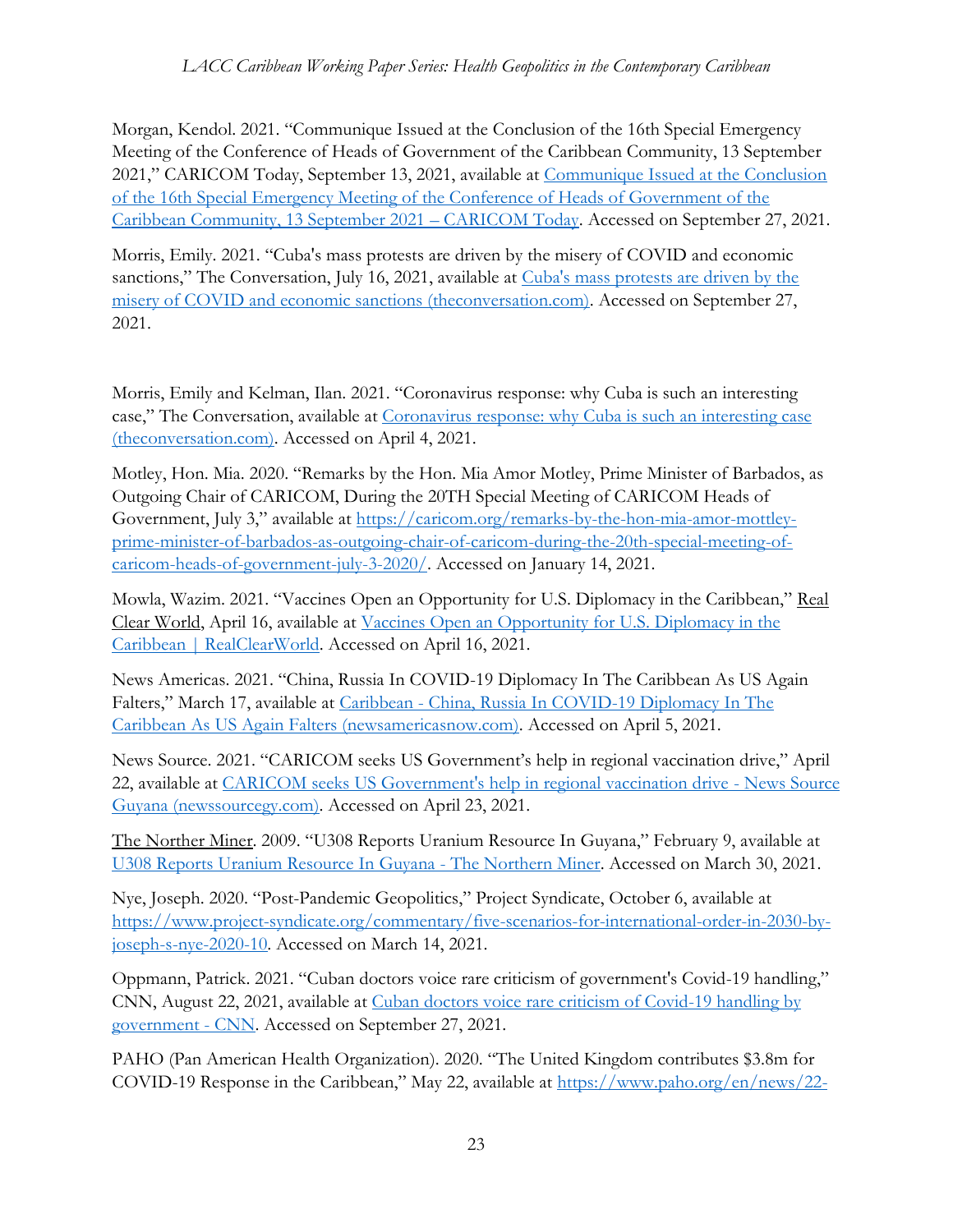Morgan, Kendol. 2021. "Communique Issued at the Conclusion of the 16th Special Emergency Meeting of the Conference of Heads of Government of the Caribbean Community, 13 September 2021," CARICOM Today, September 13, 2021, available at Communique Issued at the Conclusion of the 16th Special Emergency Meeting of the Conference of Heads of Government of the Caribbean Community, 13 September 2021 – CARICOM Today. Accessed on September 27, 2021.

Morris, Emily. 2021. "Cuba's mass protests are driven by the misery of COVID and economic sanctions," The Conversation, July 16, 2021, available at Cuba's mass protests are driven by the misery of COVID and economic sanctions (theconversation.com). Accessed on September 27, 2021.

Morris, Emily and Kelman, Ilan. 2021. "Coronavirus response: why Cuba is such an interesting case," The Conversation, available at Coronavirus response: why Cuba is such an interesting case (theconversation.com). Accessed on April 4, 2021.

Motley, Hon. Mia. 2020. "Remarks by the Hon. Mia Amor Motley, Prime Minister of Barbados, as Outgoing Chair of CARICOM, During the 20TH Special Meeting of CARICOM Heads of Government, July 3," available at https://caricom.org/remarks-by-the-hon-mia-amor-mottley-prime-minister-of-barbados-as-outgoing-chair-of-caricom-during-the-20th-special-meeting-of-caricom-heads-of-government-july-3-2020/. Accessed on January 14, 2021.

Mowla, Wazim. 2021. "Vaccines Open an Opportunity for U.S. Diplomacy in the Caribbean," Real Clear World, April 16, available at Vaccines Open an Opportunity for U.S. Diplomacy in the Caribbean | RealClearWorld. Accessed on April 16, 2021.

News Americas. 2021. "China, Russia In COVID-19 Diplomacy In The Caribbean As US Again Falters," March 17, available at Caribbean - China, Russia In COVID-19 Diplomacy In The Caribbean As US Again Falters (newsamericasnow.com). Accessed on April 5, 2021.

News Source. 2021. "CARICOM seeks US Government's help in regional vaccination drive," April 22, available at CARICOM seeks US Government's help in regional vaccination drive - News Source Guyana (newssourcegy.com). Accessed on April 23, 2021.

The Norther Miner. 2009. "U308 Reports Uranium Resource In Guyana," February 9, available at U308 Reports Uranium Resource In Guyana - The Northern Miner. Accessed on March 30, 2021.

Nye, Joseph. 2020. "Post-Pandemic Geopolitics," Project Syndicate, October 6, available at https://www.project-syndicate.org/commentary/five-scenarios-for-international-order-in-2030-by-joseph-s-nye-2020-10. Accessed on March 14, 2021.

Oppmann, Patrick. 2021. "Cuban doctors voice rare criticism of government's Covid-19 handling," CNN, August 22, 2021, available at Cuban doctors voice rare criticism of Covid-19 handling by government - CNN. Accessed on September 27, 2021.

PAHO (Pan American Health Organization). 2020. "The United Kingdom contributes $3.8m for COVID-19 Response in the Caribbean," May 22, available at https://www.paho.org/en/news/22-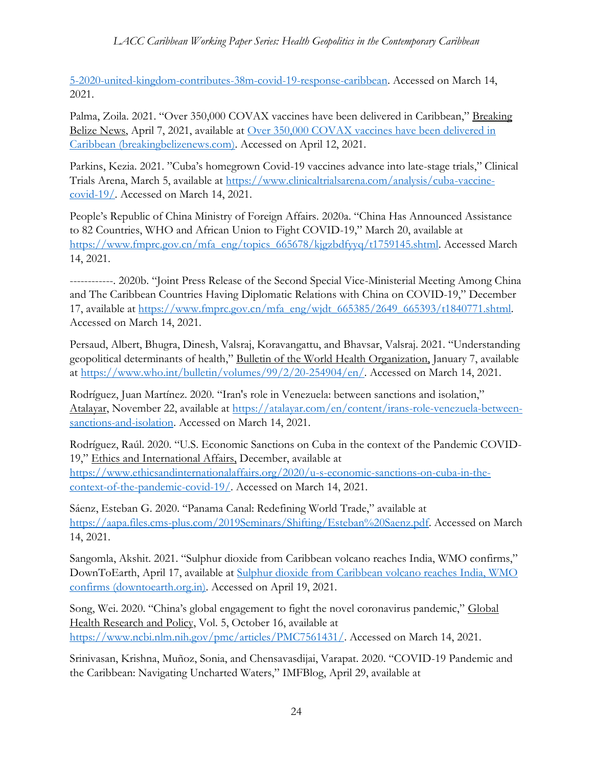5-2020-united-kingdom-contributes-38m-covid-19-response-caribbean. Accessed on March 14, 2021.

Palma, Zoila. 2021. "Over 350,000 COVAX vaccines have been delivered in Caribbean," Breaking Belize News, April 7, 2021, available at Over 350,000 COVAX vaccines have been delivered in Caribbean (breakingbelizenews.com). Accessed on April 12, 2021.

Parkins, Kezia. 2021. "Cuba's homegrown Covid-19 vaccines advance into late-stage trials," Clinical Trials Arena, March 5, available at https://www.clinicaltrialsarena.com/analysis/cuba-vaccine-covid-19/. Accessed on March 14, 2021.

People's Republic of China Ministry of Foreign Affairs. 2020a. "China Has Announced Assistance to 82 Countries, WHO and African Union to Fight COVID-19," March 20, available at https://www.fmprc.gov.cn/mfa_eng/topics_665678/kjgzbdfyyq/t1759145.shtml. Accessed March 14, 2021.

------------. 2020b. "Joint Press Release of the Second Special Vice-Ministerial Meeting Among China and The Caribbean Countries Having Diplomatic Relations with China on COVID-19," December 17, available at https://www.fmprc.gov.cn/mfa_eng/wjdt_665385/2649_665393/t1840771.shtml. Accessed on March 14, 2021.

Persaud, Albert, Bhugra, Dinesh, Valsraj, Koravangattu, and Bhavsar, Valsraj. 2021. "Understanding geopolitical determinants of health," Bulletin of the World Health Organization, January 7, available at https://www.who.int/bulletin/volumes/99/2/20-254904/en/. Accessed on March 14, 2021.

Rodríguez, Juan Martínez. 2020. "Iran's role in Venezuela: between sanctions and isolation," Atalayar, November 22, available at https://atalayar.com/en/content/irans-role-venezuela-between-sanctions-and-isolation. Accessed on March 14, 2021.

Rodríguez, Raúl. 2020. "U.S. Economic Sanctions on Cuba in the context of the Pandemic COVID-19," Ethics and International Affairs, December, available at https://www.ethicsandinternationalaffairs.org/2020/u-s-economic-sanctions-on-cuba-in-the-context-of-the-pandemic-covid-19/. Accessed on March 14, 2021.

Sáenz, Esteban G. 2020. "Panama Canal: Redefining World Trade," available at https://aapa.files.cms-plus.com/2019Seminars/Shifting/Esteban%20Saenz.pdf. Accessed on March 14, 2021.

Sangomla, Akshit. 2021. "Sulphur dioxide from Caribbean volcano reaches India, WMO confirms," DownToEarth, April 17, available at Sulphur dioxide from Caribbean volcano reaches India, WMO confirms (downtoearth.org.in). Accessed on April 19, 2021.

Song, Wei. 2020. "China's global engagement to fight the novel coronavirus pandemic," Global Health Research and Policy, Vol. 5, October 16, available at https://www.ncbi.nlm.nih.gov/pmc/articles/PMC7561431/. Accessed on March 14, 2021.

Srinivasan, Krishna, Muñoz, Sonia, and Chensavasdijai, Varapat. 2020. "COVID-19 Pandemic and the Caribbean: Navigating Uncharted Waters," IMFBlog, April 29, available at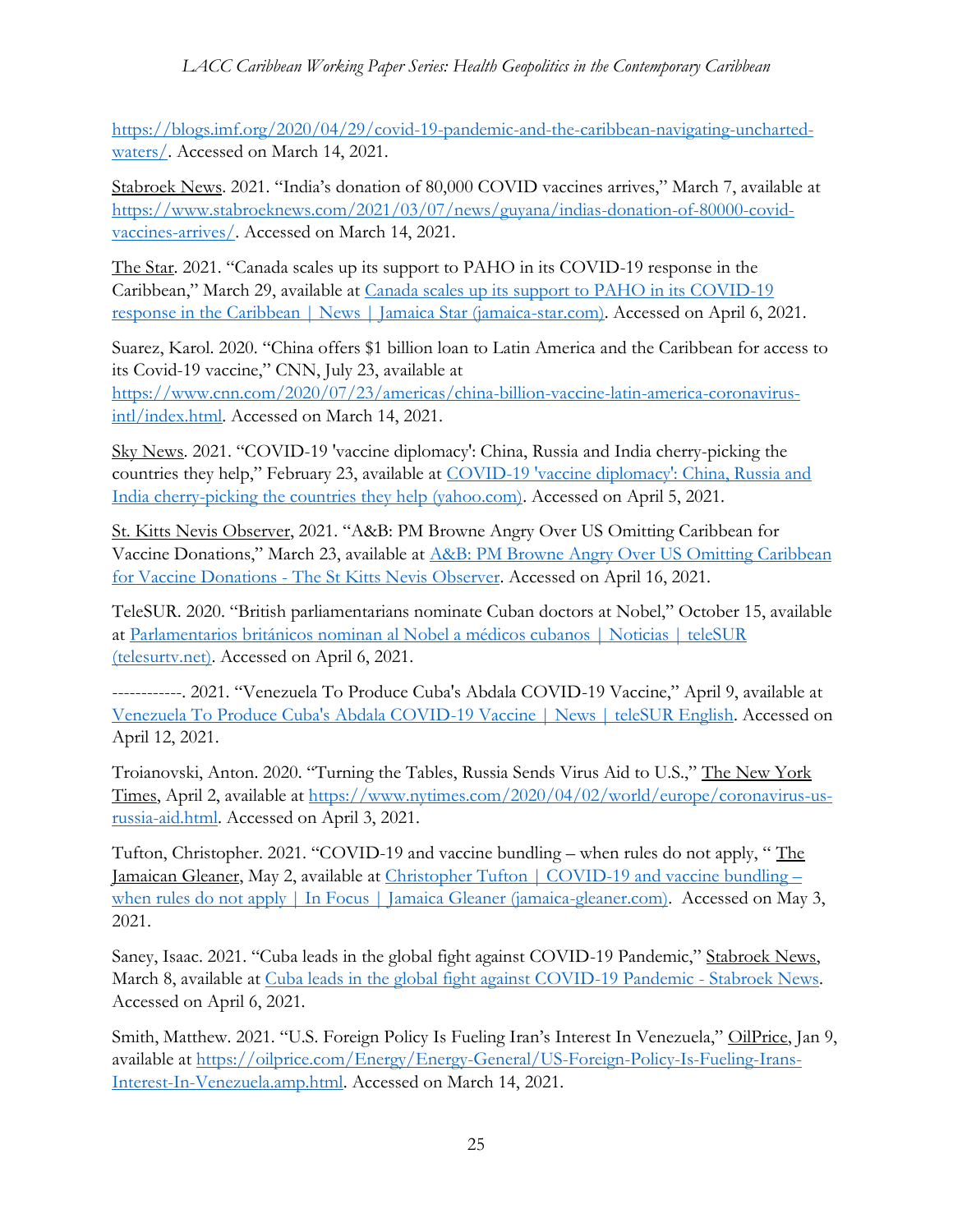https://blogs.imf.org/2020/04/29/covid-19-pandemic-and-the-caribbean-navigating-uncharted-waters/. Accessed on March 14, 2021.

Stabroek News. 2021. "India's donation of 80,000 COVID vaccines arrives," March 7, available at https://www.stabroeknews.com/2021/03/07/news/guyana/indias-donation-of-80000-covid-vaccines-arrives/. Accessed on March 14, 2021.

The Star. 2021. "Canada scales up its support to PAHO in its COVID-19 response in the Caribbean," March 29, available at Canada scales up its support to PAHO in its COVID-19 response in the Caribbean | News | Jamaica Star (jamaica-star.com). Accessed on April 6, 2021.

Suarez, Karol. 2020. "China offers $1 billion loan to Latin America and the Caribbean for access to its Covid-19 vaccine," CNN, July 23, available at https://www.cnn.com/2020/07/23/americas/china-billion-vaccine-latin-america-coronavirus-intl/index.html. Accessed on March 14, 2021.

Sky News. 2021. "COVID-19 'vaccine diplomacy': China, Russia and India cherry-picking the countries they help," February 23, available at COVID-19 'vaccine diplomacy': China, Russia and India cherry-picking the countries they help (yahoo.com). Accessed on April 5, 2021.

St. Kitts Nevis Observer, 2021. "A&B: PM Browne Angry Over US Omitting Caribbean for Vaccine Donations," March 23, available at A&B: PM Browne Angry Over US Omitting Caribbean for Vaccine Donations - The St Kitts Nevis Observer. Accessed on April 16, 2021.

TeleSUR. 2020. "British parliamentarians nominate Cuban doctors at Nobel," October 15, available at Parlamentarios británicos nominan al Nobel a médicos cubanos | Noticias | teleSUR (telesurtv.net). Accessed on April 6, 2021.

------------. 2021. "Venezuela To Produce Cuba's Abdala COVID-19 Vaccine," April 9, available at Venezuela To Produce Cuba's Abdala COVID-19 Vaccine | News | teleSUR English. Accessed on April 12, 2021.

Troianovski, Anton. 2020. "Turning the Tables, Russia Sends Virus Aid to U.S.," The New York Times, April 2, available at https://www.nytimes.com/2020/04/02/world/europe/coronavirus-us-russia-aid.html. Accessed on April 3, 2021.

Tufton, Christopher. 2021. "COVID-19 and vaccine bundling – when rules do not apply, " The Jamaican Gleaner, May 2, available at Christopher Tufton | COVID-19 and vaccine bundling – when rules do not apply | In Focus | Jamaica Gleaner (jamaica-gleaner.com). Accessed on May 3, 2021.

Saney, Isaac. 2021. "Cuba leads in the global fight against COVID-19 Pandemic," Stabroek News, March 8, available at Cuba leads in the global fight against COVID-19 Pandemic - Stabroek News. Accessed on April 6, 2021.

Smith, Matthew. 2021. "U.S. Foreign Policy Is Fueling Iran's Interest In Venezuela," OilPrice, Jan 9, available at https://oilprice.com/Energy/Energy-General/US-Foreign-Policy-Is-Fueling-Irans-Interest-In-Venezuela.amp.html. Accessed on March 14, 2021.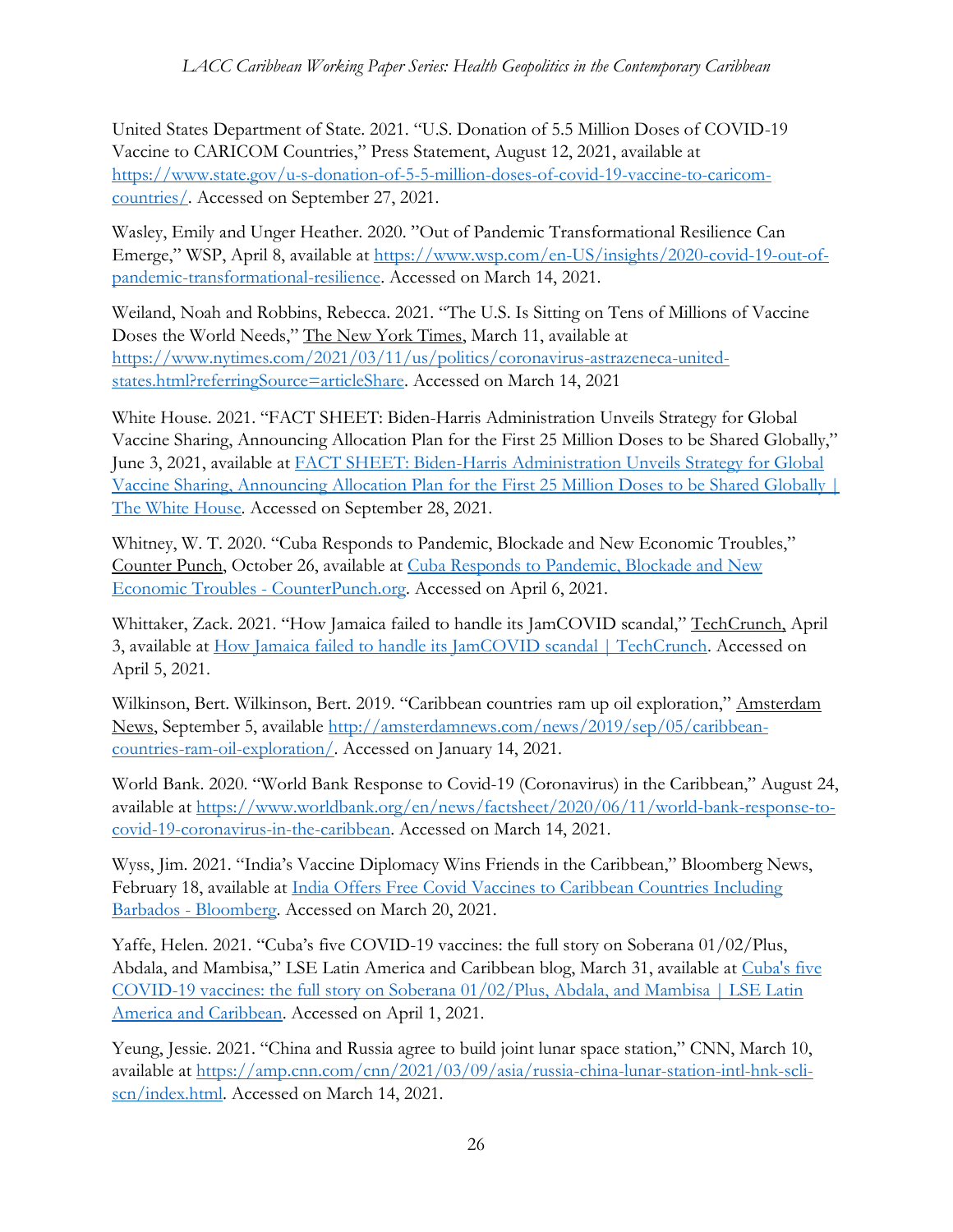United States Department of State. 2021. "U.S. Donation of 5.5 Million Doses of COVID-19 Vaccine to CARICOM Countries," Press Statement, August 12, 2021, available at https://www.state.gov/u-s-donation-of-5-5-million-doses-of-covid-19-vaccine-to-caricom-countries/. Accessed on September 27, 2021.

Wasley, Emily and Unger Heather. 2020. "Out of Pandemic Transformational Resilience Can Emerge," WSP, April 8, available at https://www.wsp.com/en-US/insights/2020-covid-19-out-of-pandemic-transformational-resilience. Accessed on March 14, 2021.

Weiland, Noah and Robbins, Rebecca. 2021. "The U.S. Is Sitting on Tens of Millions of Vaccine Doses the World Needs," The New York Times, March 11, available at https://www.nytimes.com/2021/03/11/us/politics/coronavirus-astrazeneca-united-states.html?referringSource=articleShare. Accessed on March 14, 2021

White House. 2021. "FACT SHEET: Biden-Harris Administration Unveils Strategy for Global Vaccine Sharing, Announcing Allocation Plan for the First 25 Million Doses to be Shared Globally," June 3, 2021, available at FACT SHEET: Biden-Harris Administration Unveils Strategy for Global Vaccine Sharing, Announcing Allocation Plan for the First 25 Million Doses to be Shared Globally | The White House. Accessed on September 28, 2021.

Whitney, W. T. 2020. "Cuba Responds to Pandemic, Blockade and New Economic Troubles," Counter Punch, October 26, available at Cuba Responds to Pandemic, Blockade and New Economic Troubles - CounterPunch.org. Accessed on April 6, 2021.

Whittaker, Zack. 2021. "How Jamaica failed to handle its JamCOVID scandal," TechCrunch, April 3, available at How Jamaica failed to handle its JamCOVID scandal | TechCrunch. Accessed on April 5, 2021.

Wilkinson, Bert. Wilkinson, Bert. 2019. "Caribbean countries ram up oil exploration," Amsterdam News, September 5, available http://amsterdamnews.com/news/2019/sep/05/caribbean-countries-ram-oil-exploration/. Accessed on January 14, 2021.

World Bank. 2020. "World Bank Response to Covid-19 (Coronavirus) in the Caribbean," August 24, available at https://www.worldbank.org/en/news/factsheet/2020/06/11/world-bank-response-to-covid-19-coronavirus-in-the-caribbean. Accessed on March 14, 2021.

Wyss, Jim. 2021. "India's Vaccine Diplomacy Wins Friends in the Caribbean," Bloomberg News, February 18, available at India Offers Free Covid Vaccines to Caribbean Countries Including Barbados - Bloomberg. Accessed on March 20, 2021.

Yaffe, Helen. 2021. "Cuba's five COVID-19 vaccines: the full story on Soberana 01/02/Plus, Abdala, and Mambisa," LSE Latin America and Caribbean blog, March 31, available at Cuba's five COVID-19 vaccines: the full story on Soberana 01/02/Plus, Abdala, and Mambisa | LSE Latin America and Caribbean. Accessed on April 1, 2021.

Yeung, Jessie. 2021. "China and Russia agree to build joint lunar space station," CNN, March 10, available at https://amp.cnn.com/cnn/2021/03/09/asia/russia-china-lunar-station-intl-hnk-scli-scn/index.html. Accessed on March 14, 2021.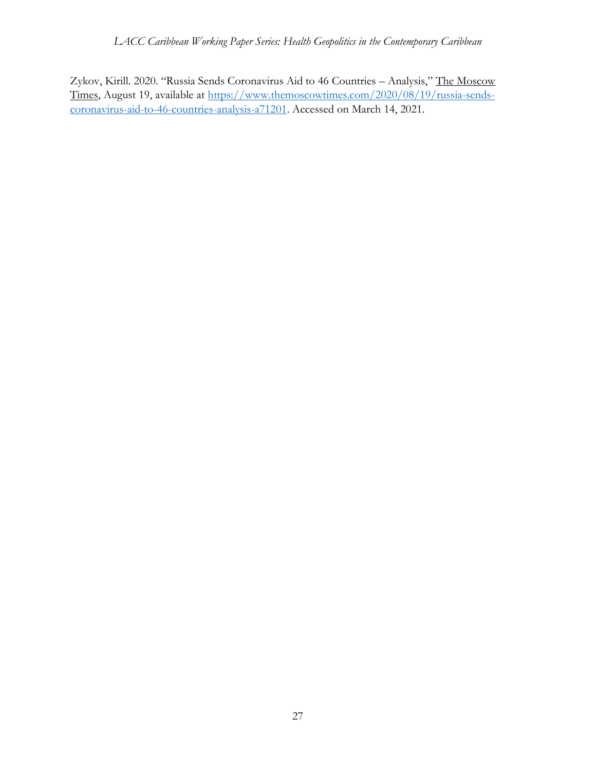Zykov, Kirill. 2020. "Russia Sends Coronavirus Aid to 46 Countries – Analysis," The Moscow Times, August 19, available at [https://www.themoscowtimes.com/2020/08/19/russia-sends-coronavirus-aid-to-46-countries-analysis-a71201](https://www.themoscowtimes.com/2020/08/19/russia-sends-coronavirus-aid-to-46-countries-analysis-a71201). Accessed on March 14, 2021.